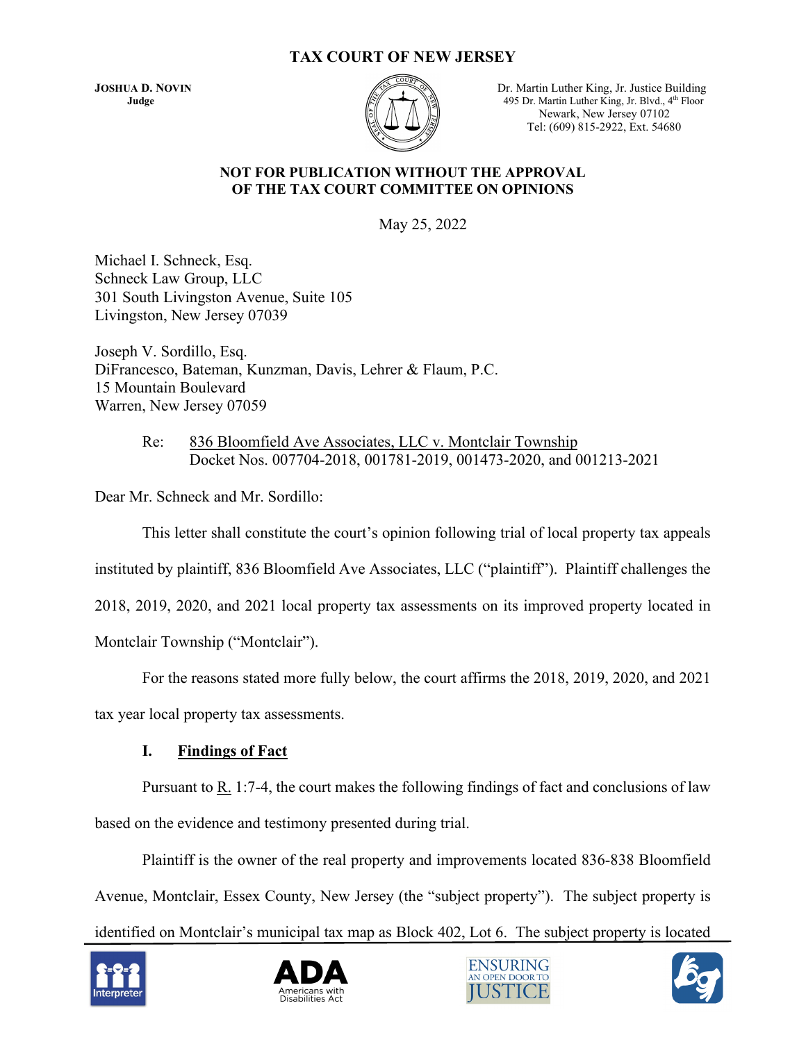# TAX COURT OF NEW JERSEY

**JOSHUA D. NOVIN**
**Judge**

Dr. Martin Luther King, Jr. Justice Building
495 Dr. Martin Luther King, Jr. Blvd., 4th Floor
Newark, New Jersey 07102
Tel: (609) 815-2922, Ext. 54680

**NOT FOR PUBLICATION WITHOUT THE APPROVAL OF THE TAX COURT COMMITTEE ON OPINIONS**

May 25, 2022

Michael I. Schneck, Esq.
Schneck Law Group, LLC
301 South Livingston Avenue, Suite 105
Livingston, New Jersey 07039

Joseph V. Sordillo, Esq.
DiFrancesco, Bateman, Kunzman, Davis, Lehrer & Flaum, P.C.
15 Mountain Boulevard
Warren, New Jersey 07059

Re: 836 Bloomfield Ave Associates, LLC v. Montclair Township
Docket Nos. 007704-2018, 001781-2019, 001473-2020, and 001213-2021

Dear Mr. Schneck and Mr. Sordillo:

This letter shall constitute the court's opinion following trial of local property tax appeals instituted by plaintiff, 836 Bloomfield Ave Associates, LLC ("plaintiff"). Plaintiff challenges the 2018, 2019, 2020, and 2021 local property tax assessments on its improved property located in Montclair Township ("Montclair").

For the reasons stated more fully below, the court affirms the 2018, 2019, 2020, and 2021 tax year local property tax assessments.

## I. Findings of Fact

Pursuant to R. 1:7-4, the court makes the following findings of fact and conclusions of law based on the evidence and testimony presented during trial.

Plaintiff is the owner of the real property and improvements located 836-838 Bloomfield Avenue, Montclair, Essex County, New Jersey (the "subject property"). The subject property is identified on Montclair's municipal tax map as Block 402, Lot 6. The subject property is located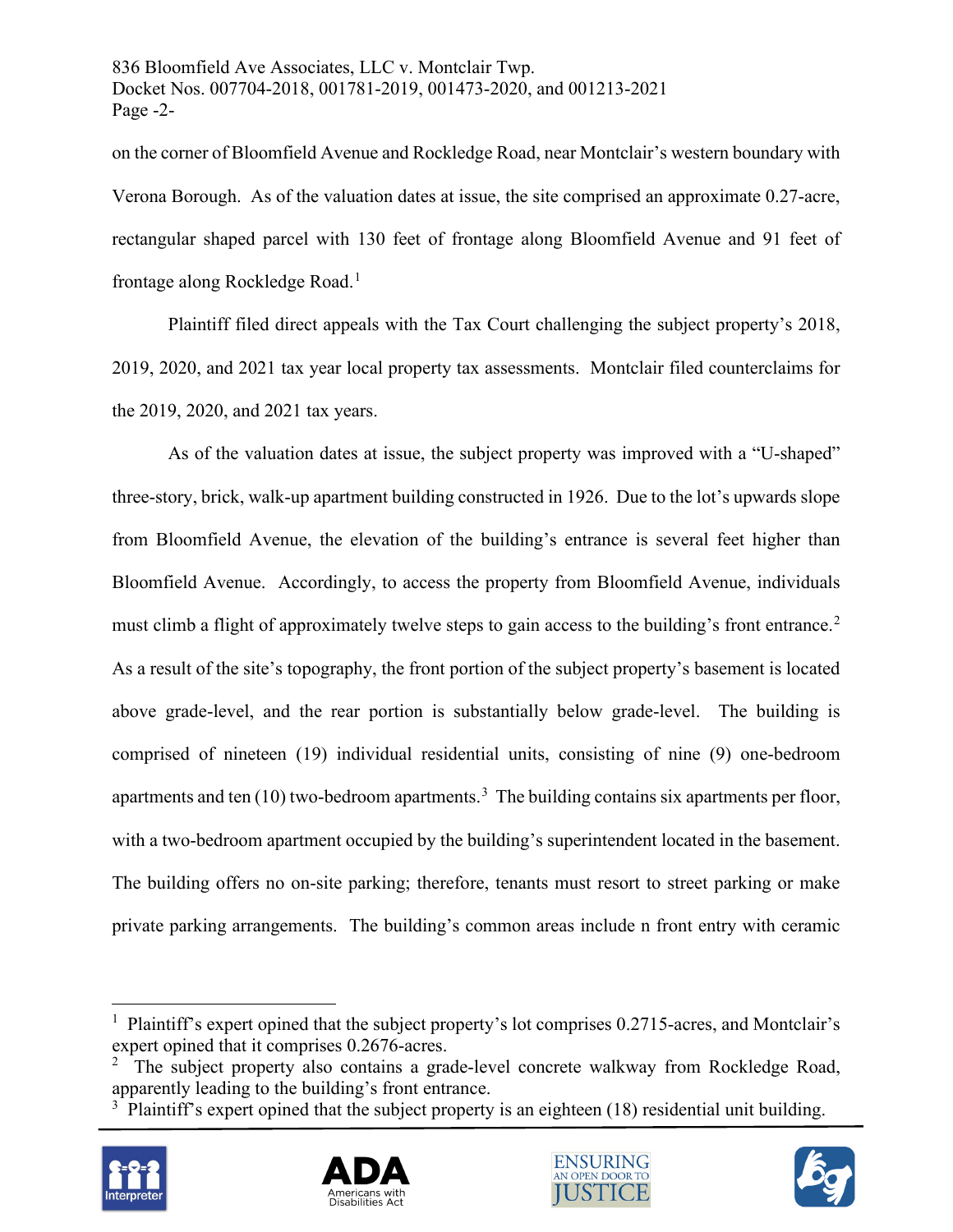on the corner of Bloomfield Avenue and Rockledge Road, near Montclair's western boundary with Verona Borough. As of the valuation dates at issue, the site comprised an approximate 0.27-acre, rectangular shaped parcel with 130 feet of frontage along Bloomfield Avenue and 91 feet of frontage along Rockledge Road.[1]

Plaintiff filed direct appeals with the Tax Court challenging the subject property's 2018, 2019, 2020, and 2021 tax year local property tax assessments. Montclair filed counterclaims for the 2019, 2020, and 2021 tax years.

As of the valuation dates at issue, the subject property was improved with a "U-shaped" three-story, brick, walk-up apartment building constructed in 1926. Due to the lot's upwards slope from Bloomfield Avenue, the elevation of the building's entrance is several feet higher than Bloomfield Avenue. Accordingly, to access the property from Bloomfield Avenue, individuals must climb a flight of approximately twelve steps to gain access to the building's front entrance.[2] As a result of the site's topography, the front portion of the subject property's basement is located above grade-level, and the rear portion is substantially below grade-level. The building is comprised of nineteen (19) individual residential units, consisting of nine (9) one-bedroom apartments and ten (10) two-bedroom apartments.[3] The building contains six apartments per floor, with a two-bedroom apartment occupied by the building's superintendent located in the basement. The building offers no on-site parking; therefore, tenants must resort to street parking or make private parking arrangements. The building's common areas include n front entry with ceramic

---

[1] Plaintiff's expert opined that the subject property's lot comprises 0.2715-acres, and Montclair's expert opined that it comprises 0.2676-acres.

[2] The subject property also contains a grade-level concrete walkway from Rockledge Road, apparently leading to the building's front entrance.

[3] Plaintiff's expert opined that the subject property is an eighteen (18) residential unit building.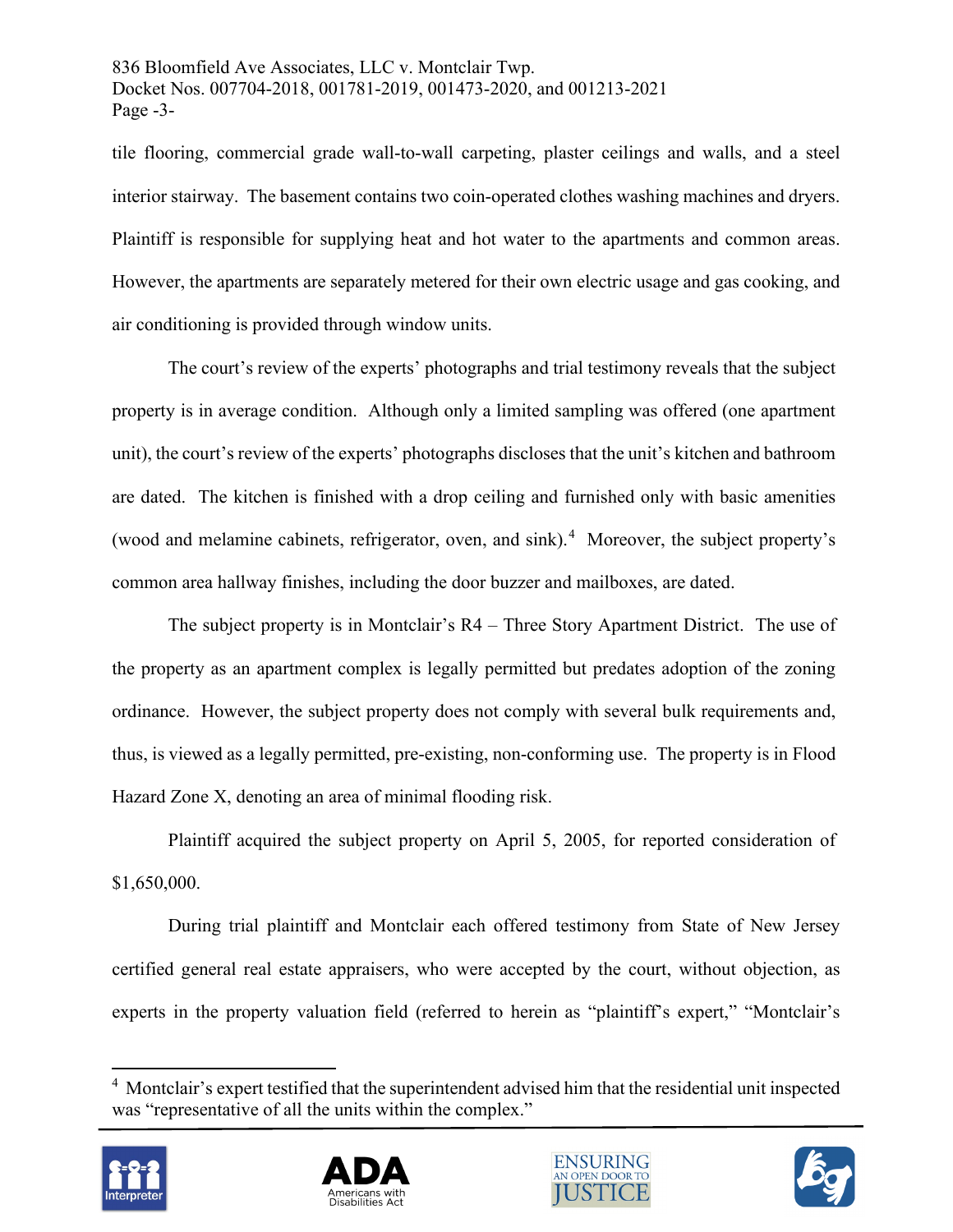tile flooring, commercial grade wall-to-wall carpeting, plaster ceilings and walls, and a steel interior stairway. The basement contains two coin-operated clothes washing machines and dryers. Plaintiff is responsible for supplying heat and hot water to the apartments and common areas. However, the apartments are separately metered for their own electric usage and gas cooking, and air conditioning is provided through window units.

The court's review of the experts' photographs and trial testimony reveals that the subject property is in average condition. Although only a limited sampling was offered (one apartment unit), the court's review of the experts' photographs discloses that the unit's kitchen and bathroom are dated. The kitchen is finished with a drop ceiling and furnished only with basic amenities (wood and melamine cabinets, refrigerator, oven, and sink).[4] Moreover, the subject property's common area hallway finishes, including the door buzzer and mailboxes, are dated.

The subject property is in Montclair's R4 – Three Story Apartment District. The use of the property as an apartment complex is legally permitted but predates adoption of the zoning ordinance. However, the subject property does not comply with several bulk requirements and, thus, is viewed as a legally permitted, pre-existing, non-conforming use. The property is in Flood Hazard Zone X, denoting an area of minimal flooding risk.

Plaintiff acquired the subject property on April 5, 2005, for reported consideration of $1,650,000.

During trial plaintiff and Montclair each offered testimony from State of New Jersey certified general real estate appraisers, who were accepted by the court, without objection, as experts in the property valuation field (referred to herein as "plaintiff's expert," "Montclair's

---

[4] Montclair's expert testified that the superintendent advised him that the residential unit inspected was "representative of all the units within the complex."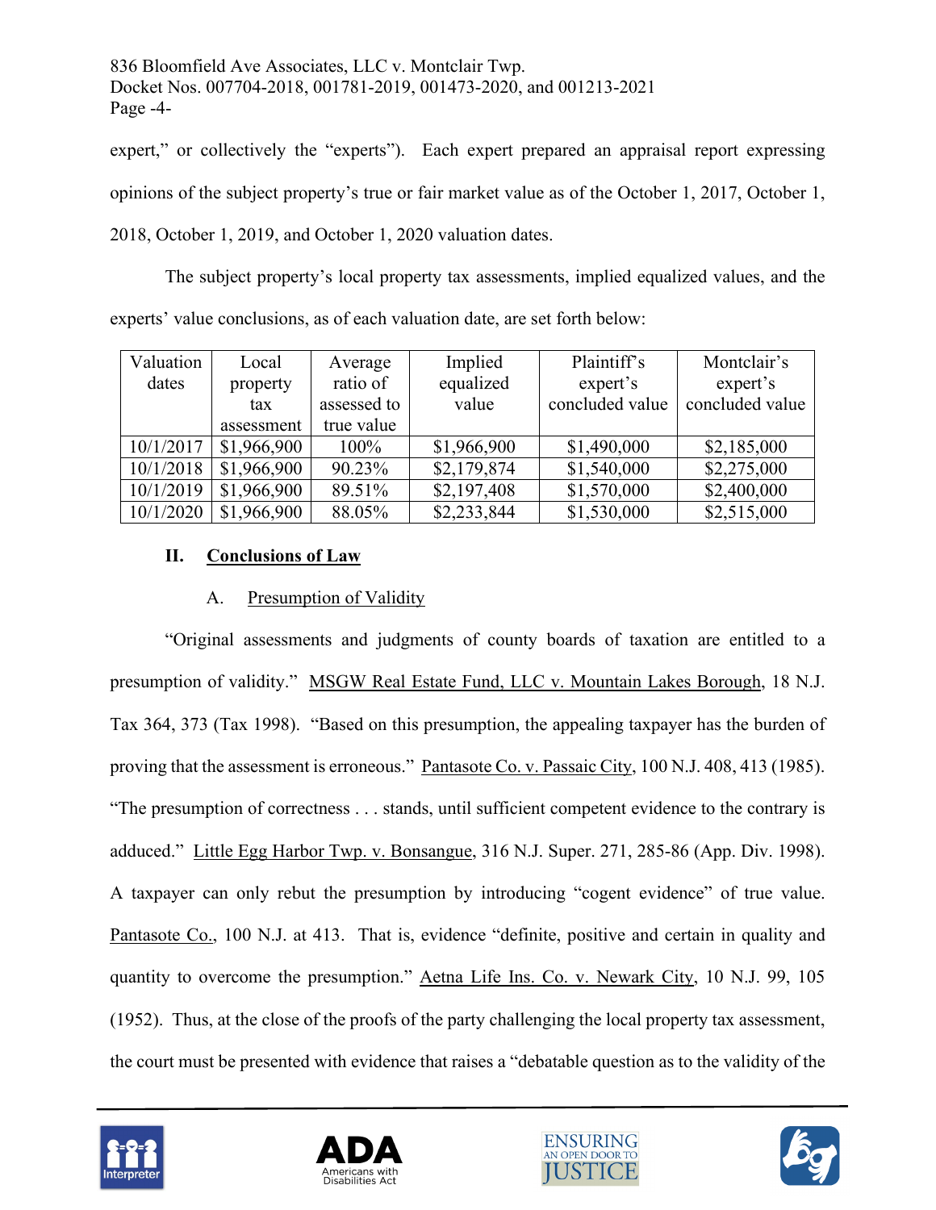expert," or collectively the "experts"). Each expert prepared an appraisal report expressing opinions of the subject property's true or fair market value as of the October 1, 2017, October 1, 2018, October 1, 2019, and October 1, 2020 valuation dates.

The subject property's local property tax assessments, implied equalized values, and the experts' value conclusions, as of each valuation date, are set forth below:

| Valuation dates | Local property tax assessment | Average ratio of assessed to true value | Implied equalized value | Plaintiff's expert's concluded value | Montclair's expert's concluded value |
|---|---|---|---|---|---|
| 10/1/2017 | $1,966,900 | 100% | $1,966,900 | $1,490,000 | $2,185,000 |
| 10/1/2018 | $1,966,900 | 90.23% | $2,179,874 | $1,540,000 | $2,275,000 |
| 10/1/2019 | $1,966,900 | 89.51% | $2,197,408 | $1,570,000 | $2,400,000 |
| 10/1/2020 | $1,966,900 | 88.05% | $2,233,844 | $1,530,000 | $2,515,000 |

## II. Conclusions of Law

### A. Presumption of Validity

"Original assessments and judgments of county boards of taxation are entitled to a presumption of validity." MSGW Real Estate Fund, LLC v. Mountain Lakes Borough, 18 N.J. Tax 364, 373 (Tax 1998). "Based on this presumption, the appealing taxpayer has the burden of proving that the assessment is erroneous." Pantasote Co. v. Passaic City, 100 N.J. 408, 413 (1985). "The presumption of correctness . . . stands, until sufficient competent evidence to the contrary is adduced." Little Egg Harbor Twp. v. Bonsangue, 316 N.J. Super. 271, 285-86 (App. Div. 1998). A taxpayer can only rebut the presumption by introducing "cogent evidence" of true value. Pantasote Co., 100 N.J. at 413. That is, evidence "definite, positive and certain in quality and quantity to overcome the presumption." Aetna Life Ins. Co. v. Newark City, 10 N.J. 99, 105 (1952). Thus, at the close of the proofs of the party challenging the local property tax assessment, the court must be presented with evidence that raises a "debatable question as to the validity of the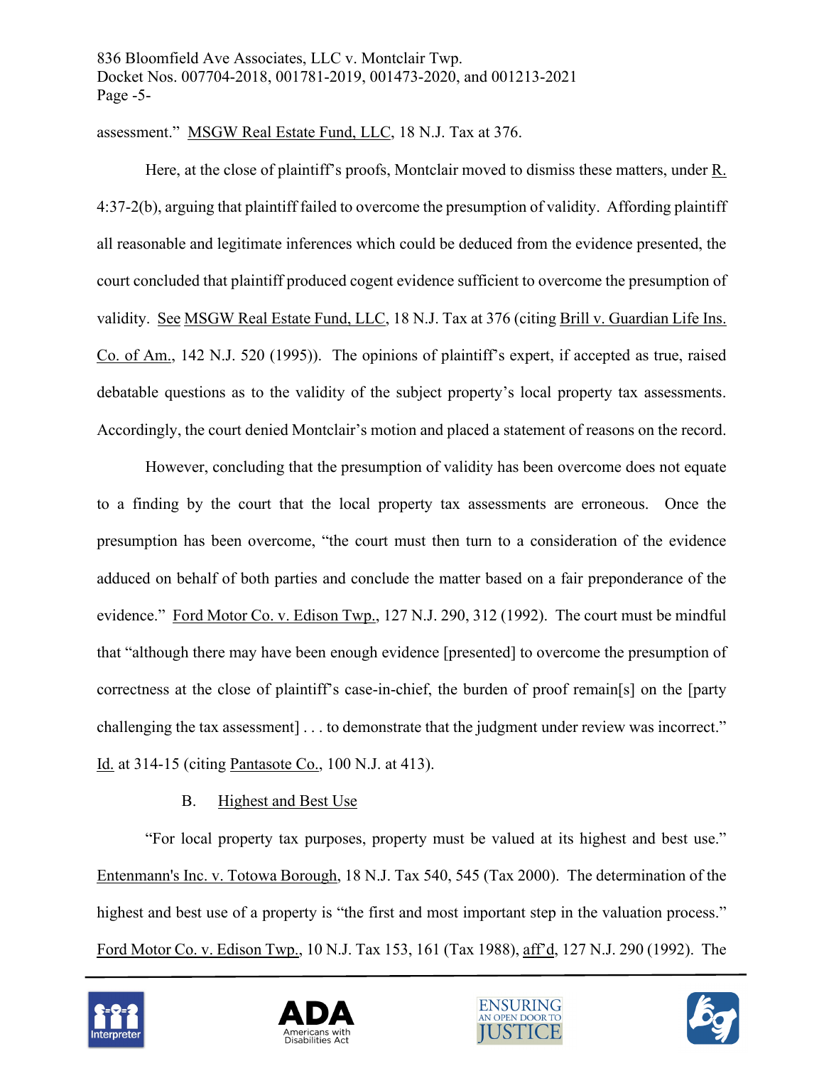assessment." MSGW Real Estate Fund, LLC, 18 N.J. Tax at 376.

Here, at the close of plaintiff's proofs, Montclair moved to dismiss these matters, under R. 4:37-2(b), arguing that plaintiff failed to overcome the presumption of validity. Affording plaintiff all reasonable and legitimate inferences which could be deduced from the evidence presented, the court concluded that plaintiff produced cogent evidence sufficient to overcome the presumption of validity. See MSGW Real Estate Fund, LLC, 18 N.J. Tax at 376 (citing Brill v. Guardian Life Ins. Co. of Am., 142 N.J. 520 (1995)). The opinions of plaintiff's expert, if accepted as true, raised debatable questions as to the validity of the subject property's local property tax assessments. Accordingly, the court denied Montclair's motion and placed a statement of reasons on the record.

However, concluding that the presumption of validity has been overcome does not equate to a finding by the court that the local property tax assessments are erroneous. Once the presumption has been overcome, "the court must then turn to a consideration of the evidence adduced on behalf of both parties and conclude the matter based on a fair preponderance of the evidence." Ford Motor Co. v. Edison Twp., 127 N.J. 290, 312 (1992). The court must be mindful that "although there may have been enough evidence [presented] to overcome the presumption of correctness at the close of plaintiff's case-in-chief, the burden of proof remain[s] on the [party challenging the tax assessment] . . . to demonstrate that the judgment under review was incorrect." Id. at 314-15 (citing Pantasote Co., 100 N.J. at 413).

### B. Highest and Best Use

"For local property tax purposes, property must be valued at its highest and best use." Entenmann's Inc. v. Totowa Borough, 18 N.J. Tax 540, 545 (Tax 2000). The determination of the highest and best use of a property is "the first and most important step in the valuation process." Ford Motor Co. v. Edison Twp., 10 N.J. Tax 153, 161 (Tax 1988), aff'd, 127 N.J. 290 (1992). The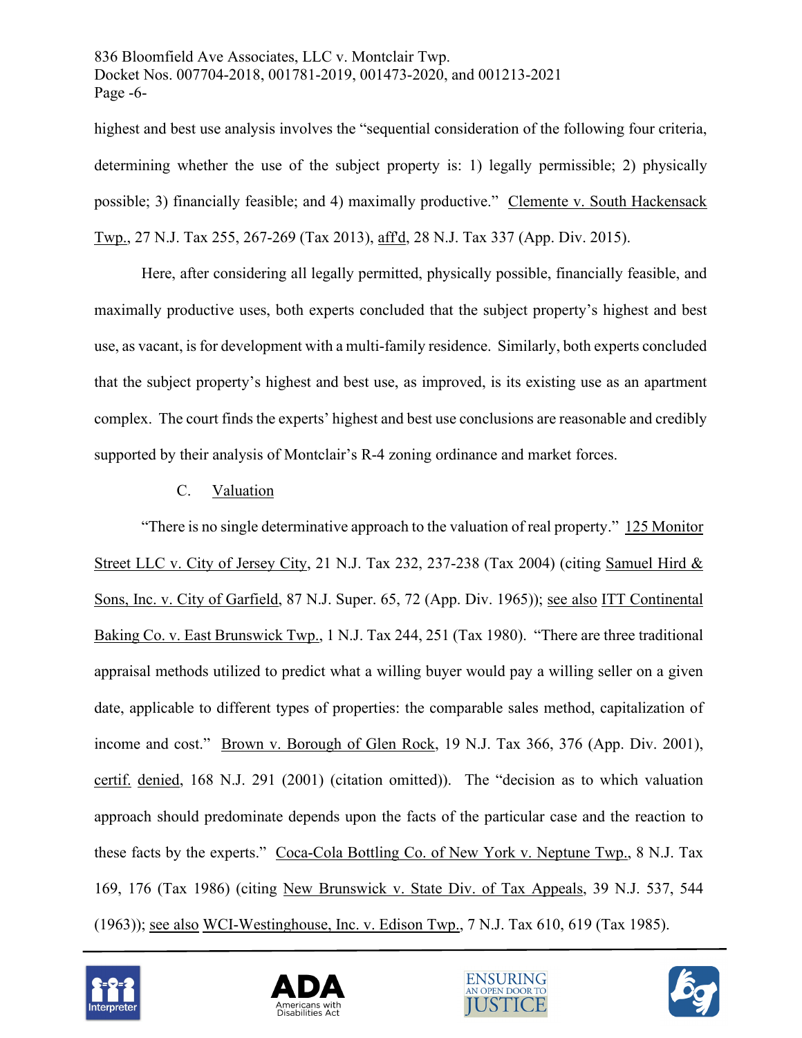highest and best use analysis involves the "sequential consideration of the following four criteria, determining whether the use of the subject property is: 1) legally permissible; 2) physically possible; 3) financially feasible; and 4) maximally productive." Clemente v. South Hackensack Twp., 27 N.J. Tax 255, 267-269 (Tax 2013), aff'd, 28 N.J. Tax 337 (App. Div. 2015).

Here, after considering all legally permitted, physically possible, financially feasible, and maximally productive uses, both experts concluded that the subject property's highest and best use, as vacant, is for development with a multi-family residence. Similarly, both experts concluded that the subject property's highest and best use, as improved, is its existing use as an apartment complex. The court finds the experts' highest and best use conclusions are reasonable and credibly supported by their analysis of Montclair's R-4 zoning ordinance and market forces.

C. Valuation

"There is no single determinative approach to the valuation of real property." 125 Monitor Street LLC v. City of Jersey City, 21 N.J. Tax 232, 237-238 (Tax 2004) (citing Samuel Hird & Sons, Inc. v. City of Garfield, 87 N.J. Super. 65, 72 (App. Div. 1965)); see also ITT Continental Baking Co. v. East Brunswick Twp., 1 N.J. Tax 244, 251 (Tax 1980). "There are three traditional appraisal methods utilized to predict what a willing buyer would pay a willing seller on a given date, applicable to different types of properties: the comparable sales method, capitalization of income and cost." Brown v. Borough of Glen Rock, 19 N.J. Tax 366, 376 (App. Div. 2001), certif. denied, 168 N.J. 291 (2001) (citation omitted)). The "decision as to which valuation approach should predominate depends upon the facts of the particular case and the reaction to these facts by the experts." Coca-Cola Bottling Co. of New York v. Neptune Twp., 8 N.J. Tax 169, 176 (Tax 1986) (citing New Brunswick v. State Div. of Tax Appeals, 39 N.J. 537, 544 (1963)); see also WCI-Westinghouse, Inc. v. Edison Twp., 7 N.J. Tax 610, 619 (Tax 1985).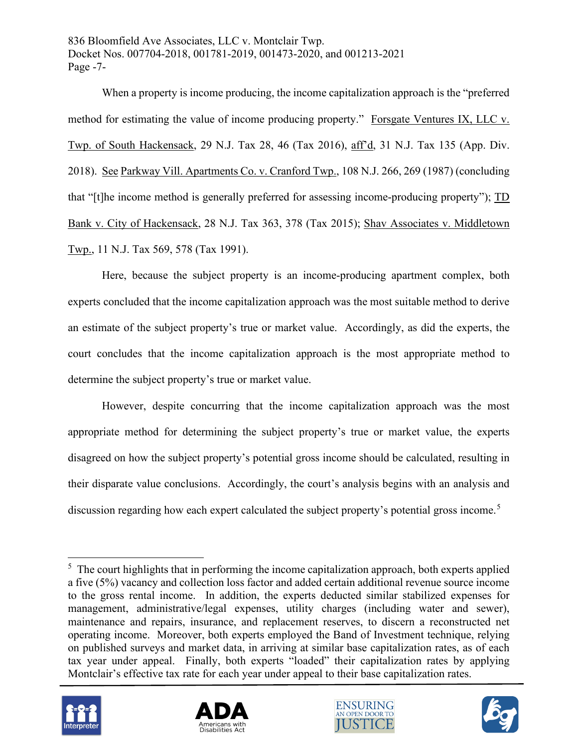When a property is income producing, the income capitalization approach is the "preferred method for estimating the value of income producing property." Forsgate Ventures IX, LLC v. Twp. of South Hackensack, 29 N.J. Tax 28, 46 (Tax 2016), aff'd, 31 N.J. Tax 135 (App. Div. 2018). See Parkway Vill. Apartments Co. v. Cranford Twp., 108 N.J. 266, 269 (1987) (concluding that "[t]he income method is generally preferred for assessing income-producing property"); TD Bank v. City of Hackensack, 28 N.J. Tax 363, 378 (Tax 2015); Shav Associates v. Middletown Twp., 11 N.J. Tax 569, 578 (Tax 1991).

Here, because the subject property is an income-producing apartment complex, both experts concluded that the income capitalization approach was the most suitable method to derive an estimate of the subject property's true or market value. Accordingly, as did the experts, the court concludes that the income capitalization approach is the most appropriate method to determine the subject property's true or market value.

However, despite concurring that the income capitalization approach was the most appropriate method for determining the subject property's true or market value, the experts disagreed on how the subject property's potential gross income should be calculated, resulting in their disparate value conclusions. Accordingly, the court's analysis begins with an analysis and discussion regarding how each expert calculated the subject property's potential gross income.[5]

---

[5] The court highlights that in performing the income capitalization approach, both experts applied a five (5%) vacancy and collection loss factor and added certain additional revenue source income to the gross rental income. In addition, the experts deducted similar stabilized expenses for management, administrative/legal expenses, utility charges (including water and sewer), maintenance and repairs, insurance, and replacement reserves, to discern a reconstructed net operating income. Moreover, both experts employed the Band of Investment technique, relying on published surveys and market data, in arriving at similar base capitalization rates, as of each tax year under appeal. Finally, both experts "loaded" their capitalization rates by applying Montclair's effective tax rate for each year under appeal to their base capitalization rates.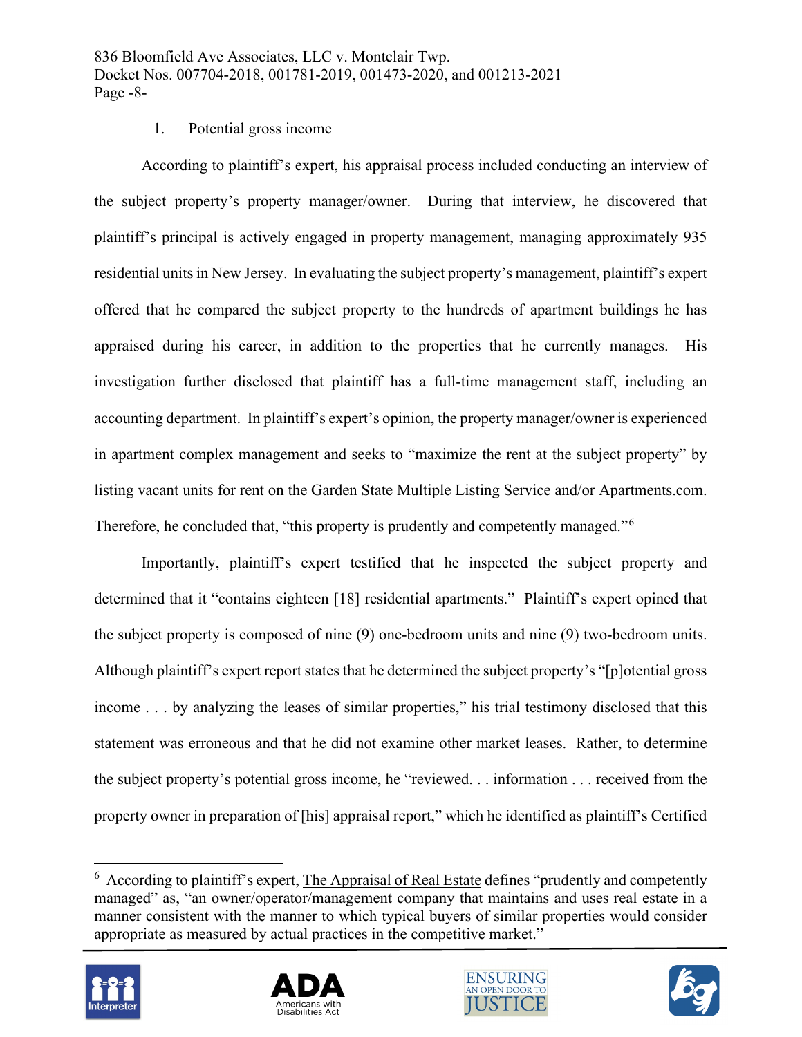1. Potential gross income

According to plaintiff's expert, his appraisal process included conducting an interview of the subject property's property manager/owner. During that interview, he discovered that plaintiff's principal is actively engaged in property management, managing approximately 935 residential units in New Jersey. In evaluating the subject property's management, plaintiff's expert offered that he compared the subject property to the hundreds of apartment buildings he has appraised during his career, in addition to the properties that he currently manages. His investigation further disclosed that plaintiff has a full-time management staff, including an accounting department. In plaintiff's expert's opinion, the property manager/owner is experienced in apartment complex management and seeks to "maximize the rent at the subject property" by listing vacant units for rent on the Garden State Multiple Listing Service and/or Apartments.com. Therefore, he concluded that, "this property is prudently and competently managed."[6]

Importantly, plaintiff's expert testified that he inspected the subject property and determined that it "contains eighteen [18] residential apartments." Plaintiff's expert opined that the subject property is composed of nine (9) one-bedroom units and nine (9) two-bedroom units. Although plaintiff's expert report states that he determined the subject property's "[p]otential gross income . . . by analyzing the leases of similar properties," his trial testimony disclosed that this statement was erroneous and that he did not examine other market leases. Rather, to determine the subject property's potential gross income, he "reviewed. . . information . . . received from the property owner in preparation of [his] appraisal report," which he identified as plaintiff's Certified

---

[6] According to plaintiff's expert, The Appraisal of Real Estate defines "prudently and competently managed" as, "an owner/operator/management company that maintains and uses real estate in a manner consistent with the manner to which typical buyers of similar properties would consider appropriate as measured by actual practices in the competitive market."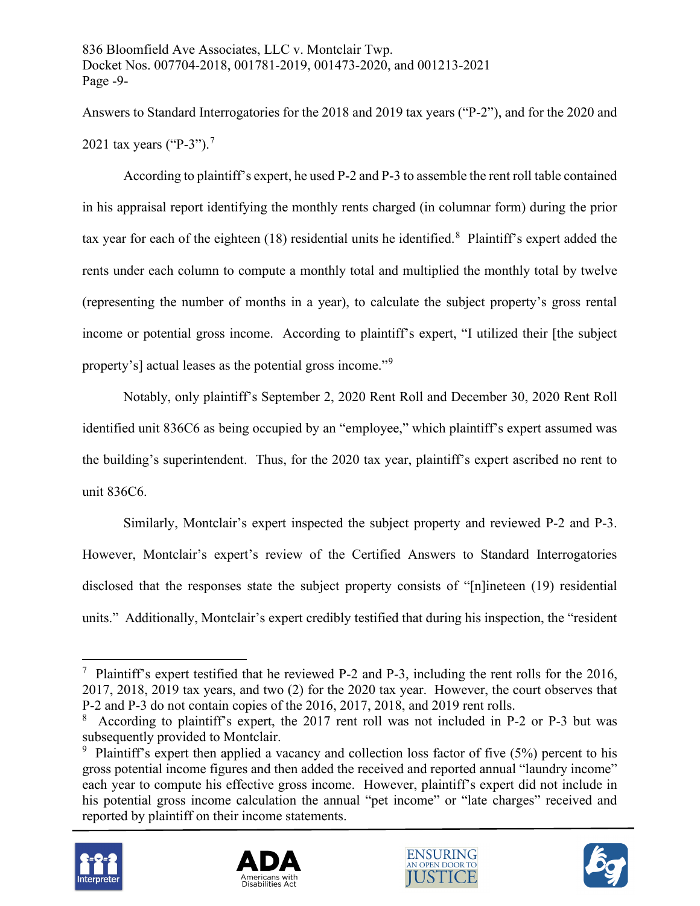Answers to Standard Interrogatories for the 2018 and 2019 tax years ("P-2"), and for the 2020 and 2021 tax years ("P-3").[7]

According to plaintiff's expert, he used P-2 and P-3 to assemble the rent roll table contained in his appraisal report identifying the monthly rents charged (in columnar form) during the prior tax year for each of the eighteen (18) residential units he identified.[8] Plaintiff's expert added the rents under each column to compute a monthly total and multiplied the monthly total by twelve (representing the number of months in a year), to calculate the subject property's gross rental income or potential gross income. According to plaintiff's expert, "I utilized their [the subject property's] actual leases as the potential gross income."[9]

Notably, only plaintiff's September 2, 2020 Rent Roll and December 30, 2020 Rent Roll identified unit 836C6 as being occupied by an "employee," which plaintiff's expert assumed was the building's superintendent. Thus, for the 2020 tax year, plaintiff's expert ascribed no rent to unit 836C6.

Similarly, Montclair's expert inspected the subject property and reviewed P-2 and P-3. However, Montclair's expert's review of the Certified Answers to Standard Interrogatories disclosed that the responses state the subject property consists of "[n]ineteen (19) residential units." Additionally, Montclair's expert credibly testified that during his inspection, the "resident

---

[7] Plaintiff's expert testified that he reviewed P-2 and P-3, including the rent rolls for the 2016, 2017, 2018, 2019 tax years, and two (2) for the 2020 tax year. However, the court observes that P-2 and P-3 do not contain copies of the 2016, 2017, 2018, and 2019 rent rolls.

[8] According to plaintiff's expert, the 2017 rent roll was not included in P-2 or P-3 but was subsequently provided to Montclair.

[9] Plaintiff's expert then applied a vacancy and collection loss factor of five (5%) percent to his gross potential income figures and then added the received and reported annual "laundry income" each year to compute his effective gross income. However, plaintiff's expert did not include in his potential gross income calculation the annual "pet income" or "late charges" received and reported by plaintiff on their income statements.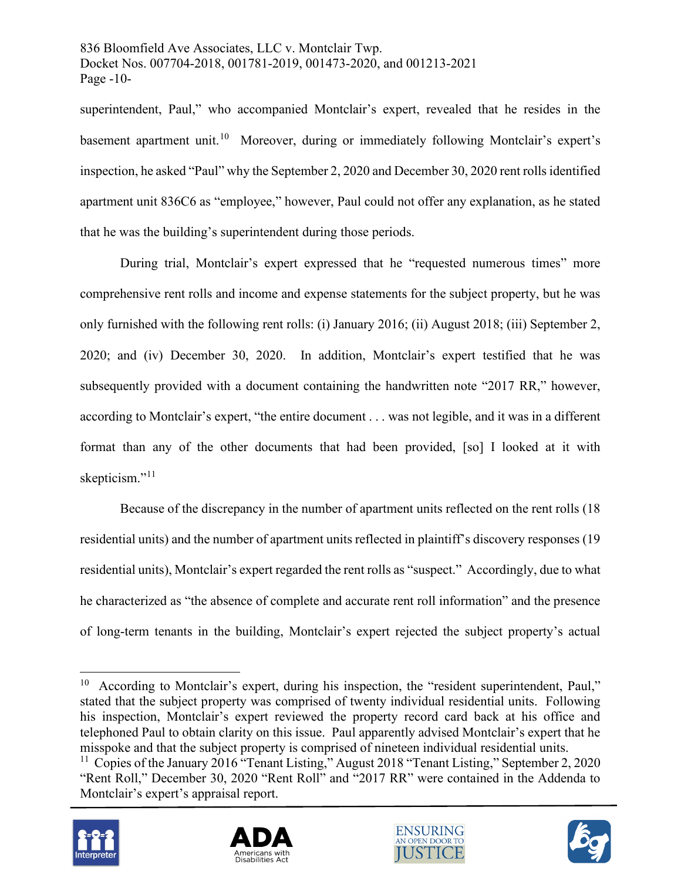superintendent, Paul," who accompanied Montclair's expert, revealed that he resides in the basement apartment unit.[10] Moreover, during or immediately following Montclair's expert's inspection, he asked "Paul" why the September 2, 2020 and December 30, 2020 rent rolls identified apartment unit 836C6 as "employee," however, Paul could not offer any explanation, as he stated that he was the building's superintendent during those periods.

During trial, Montclair's expert expressed that he "requested numerous times" more comprehensive rent rolls and income and expense statements for the subject property, but he was only furnished with the following rent rolls: (i) January 2016; (ii) August 2018; (iii) September 2, 2020; and (iv) December 30, 2020. In addition, Montclair's expert testified that he was subsequently provided with a document containing the handwritten note "2017 RR," however, according to Montclair's expert, "the entire document . . . was not legible, and it was in a different format than any of the other documents that had been provided, [so] I looked at it with skepticism."[11]

Because of the discrepancy in the number of apartment units reflected on the rent rolls (18 residential units) and the number of apartment units reflected in plaintiff's discovery responses (19 residential units), Montclair's expert regarded the rent rolls as "suspect." Accordingly, due to what he characterized as "the absence of complete and accurate rent roll information" and the presence of long-term tenants in the building, Montclair's expert rejected the subject property's actual

---

[10] According to Montclair's expert, during his inspection, the "resident superintendent, Paul," stated that the subject property was comprised of twenty individual residential units. Following his inspection, Montclair's expert reviewed the property record card back at his office and telephoned Paul to obtain clarity on this issue. Paul apparently advised Montclair's expert that he misspoke and that the subject property is comprised of nineteen individual residential units.

[11] Copies of the January 2016 "Tenant Listing," August 2018 "Tenant Listing," September 2, 2020 "Rent Roll," December 30, 2020 "Rent Roll" and "2017 RR" were contained in the Addenda to Montclair's expert's appraisal report.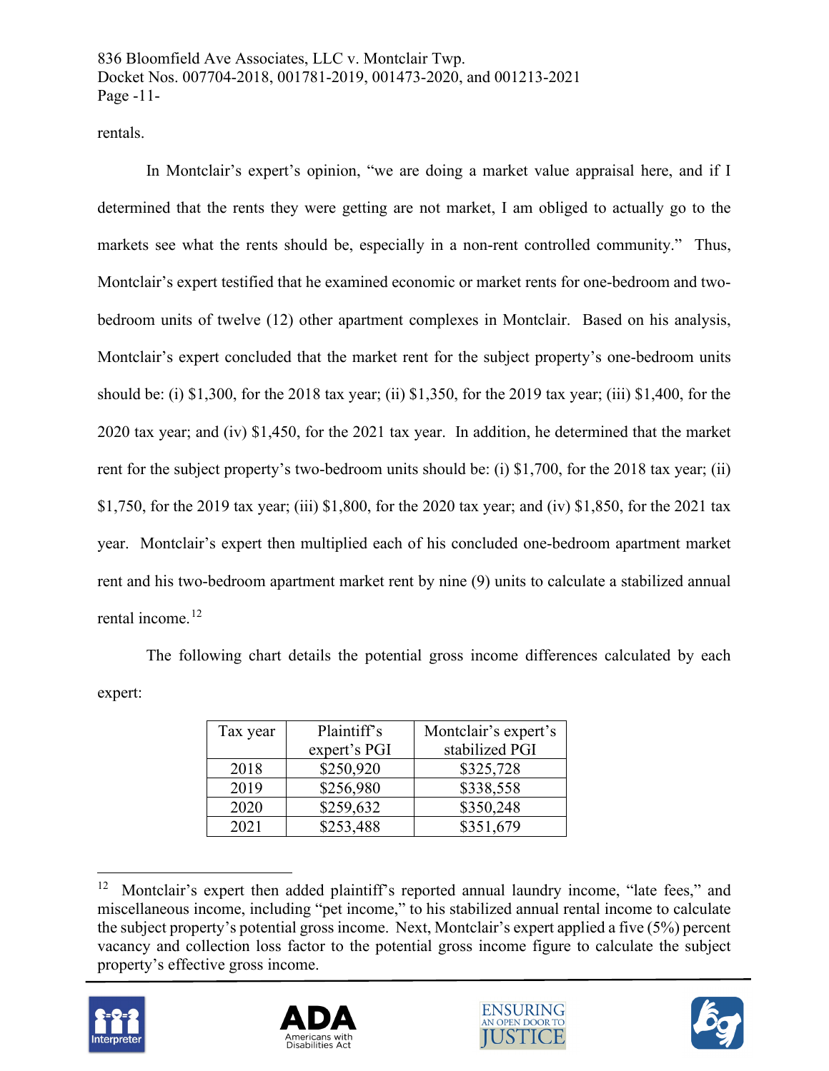rentals.

In Montclair's expert's opinion, "we are doing a market value appraisal here, and if I determined that the rents they were getting are not market, I am obliged to actually go to the markets see what the rents should be, especially in a non-rent controlled community." Thus, Montclair's expert testified that he examined economic or market rents for one-bedroom and two-bedroom units of twelve (12) other apartment complexes in Montclair. Based on his analysis, Montclair's expert concluded that the market rent for the subject property's one-bedroom units should be: (i) $1,300, for the 2018 tax year; (ii) $1,350, for the 2019 tax year; (iii) $1,400, for the 2020 tax year; and (iv) $1,450, for the 2021 tax year. In addition, he determined that the market rent for the subject property's two-bedroom units should be: (i) $1,700, for the 2018 tax year; (ii) $1,750, for the 2019 tax year; (iii) $1,800, for the 2020 tax year; and (iv) $1,850, for the 2021 tax year. Montclair's expert then multiplied each of his concluded one-bedroom apartment market rent and his two-bedroom apartment market rent by nine (9) units to calculate a stabilized annual rental income.[12]

The following chart details the potential gross income differences calculated by each expert:

| Tax year | Plaintiff's expert's PGI | Montclair's expert's stabilized PGI |
|---|---|---|
| 2018 | $250,920 | $325,728 |
| 2019 | $256,980 | $338,558 |
| 2020 | $259,632 | $350,248 |
| 2021 | $253,488 | $351,679 |

[12] Montclair's expert then added plaintiff's reported annual laundry income, "late fees," and miscellaneous income, including "pet income," to his stabilized annual rental income to calculate the subject property's potential gross income. Next, Montclair's expert applied a five (5%) percent vacancy and collection loss factor to the potential gross income figure to calculate the subject property's effective gross income.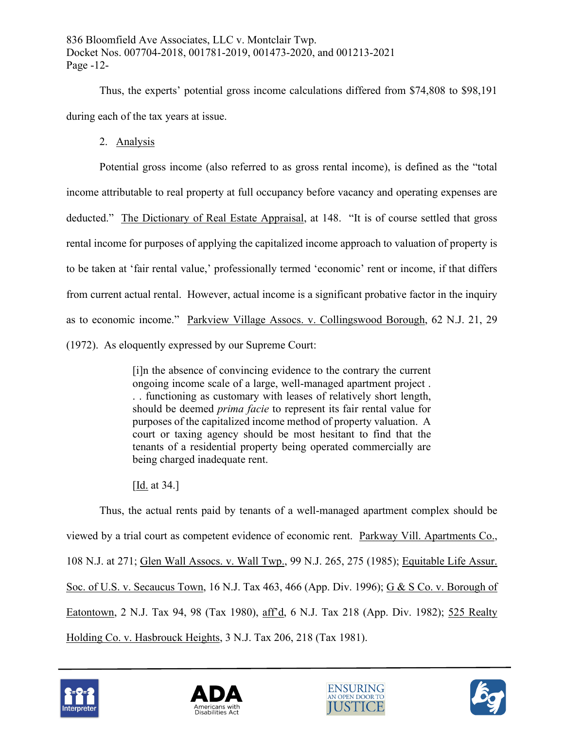Thus, the experts' potential gross income calculations differed from $74,808 to $98,191 during each of the tax years at issue.

2. Analysis

Potential gross income (also referred to as gross rental income), is defined as the "total income attributable to real property at full occupancy before vacancy and operating expenses are deducted." The Dictionary of Real Estate Appraisal, at 148. "It is of course settled that gross rental income for purposes of applying the capitalized income approach to valuation of property is to be taken at 'fair rental value,' professionally termed 'economic' rent or income, if that differs from current actual rental. However, actual income is a significant probative factor in the inquiry as to economic income." Parkview Village Assocs. v. Collingswood Borough, 62 N.J. 21, 29 (1972). As eloquently expressed by our Supreme Court:

> [i]n the absence of convincing evidence to the contrary the current ongoing income scale of a large, well-managed apartment project . . . functioning as customary with leases of relatively short length, should be deemed *prima facie* to represent its fair rental value for purposes of the capitalized income method of property valuation. A court or taxing agency should be most hesitant to find that the tenants of a residential property being operated commercially are being charged inadequate rent.
>
> [Id. at 34.]

Thus, the actual rents paid by tenants of a well-managed apartment complex should be viewed by a trial court as competent evidence of economic rent. Parkway Vill. Apartments Co., 108 N.J. at 271; Glen Wall Assocs. v. Wall Twp., 99 N.J. 265, 275 (1985); Equitable Life Assur. Soc. of U.S. v. Secaucus Town, 16 N.J. Tax 463, 466 (App. Div. 1996); G & S Co. v. Borough of Eatontown, 2 N.J. Tax 94, 98 (Tax 1980), aff'd, 6 N.J. Tax 218 (App. Div. 1982); 525 Realty Holding Co. v. Hasbrouck Heights, 3 N.J. Tax 206, 218 (Tax 1981).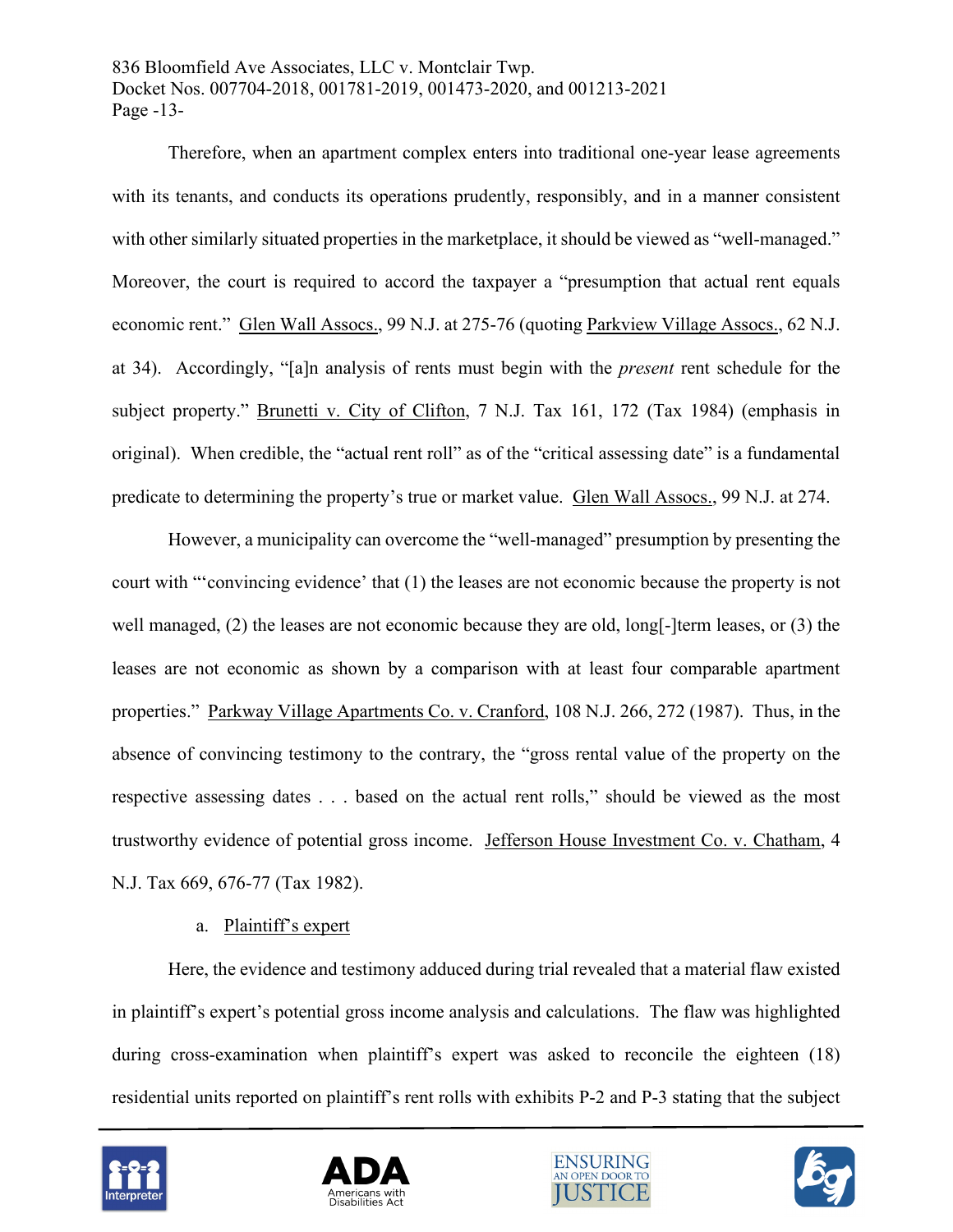Therefore, when an apartment complex enters into traditional one-year lease agreements with its tenants, and conducts its operations prudently, responsibly, and in a manner consistent with other similarly situated properties in the marketplace, it should be viewed as "well-managed." Moreover, the court is required to accord the taxpayer a "presumption that actual rent equals economic rent." Glen Wall Assocs., 99 N.J. at 275-76 (quoting Parkview Village Assocs., 62 N.J. at 34). Accordingly, "[a]n analysis of rents must begin with the *present* rent schedule for the subject property." Brunetti v. City of Clifton, 7 N.J. Tax 161, 172 (Tax 1984) (emphasis in original). When credible, the "actual rent roll" as of the "critical assessing date" is a fundamental predicate to determining the property's true or market value. Glen Wall Assocs., 99 N.J. at 274.

However, a municipality can overcome the "well-managed" presumption by presenting the court with "'convincing evidence' that (1) the leases are not economic because the property is not well managed, (2) the leases are not economic because they are old, long[-]term leases, or (3) the leases are not economic as shown by a comparison with at least four comparable apartment properties." Parkway Village Apartments Co. v. Cranford, 108 N.J. 266, 272 (1987). Thus, in the absence of convincing testimony to the contrary, the "gross rental value of the property on the respective assessing dates . . . based on the actual rent rolls," should be viewed as the most trustworthy evidence of potential gross income. Jefferson House Investment Co. v. Chatham, 4 N.J. Tax 669, 676-77 (Tax 1982).

a. Plaintiff's expert

Here, the evidence and testimony adduced during trial revealed that a material flaw existed in plaintiff's expert's potential gross income analysis and calculations. The flaw was highlighted during cross-examination when plaintiff's expert was asked to reconcile the eighteen (18) residential units reported on plaintiff's rent rolls with exhibits P-2 and P-3 stating that the subject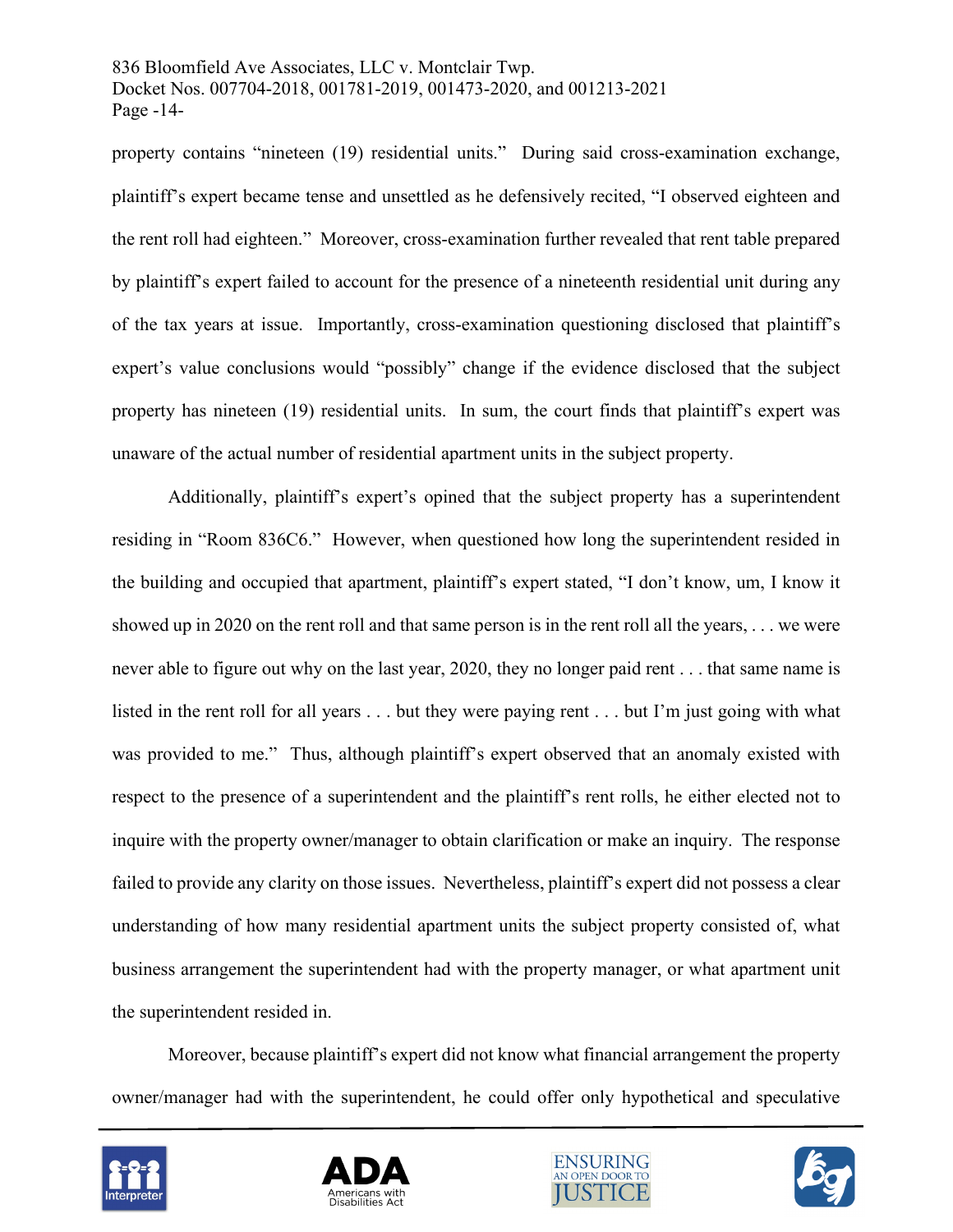property contains "nineteen (19) residential units." During said cross-examination exchange, plaintiff's expert became tense and unsettled as he defensively recited, "I observed eighteen and the rent roll had eighteen." Moreover, cross-examination further revealed that rent table prepared by plaintiff's expert failed to account for the presence of a nineteenth residential unit during any of the tax years at issue. Importantly, cross-examination questioning disclosed that plaintiff's expert's value conclusions would "possibly" change if the evidence disclosed that the subject property has nineteen (19) residential units. In sum, the court finds that plaintiff's expert was unaware of the actual number of residential apartment units in the subject property.

Additionally, plaintiff's expert's opined that the subject property has a superintendent residing in "Room 836C6." However, when questioned how long the superintendent resided in the building and occupied that apartment, plaintiff's expert stated, "I don't know, um, I know it showed up in 2020 on the rent roll and that same person is in the rent roll all the years, . . . we were never able to figure out why on the last year, 2020, they no longer paid rent . . . that same name is listed in the rent roll for all years . . . but they were paying rent . . . but I'm just going with what was provided to me." Thus, although plaintiff's expert observed that an anomaly existed with respect to the presence of a superintendent and the plaintiff's rent rolls, he either elected not to inquire with the property owner/manager to obtain clarification or make an inquiry. The response failed to provide any clarity on those issues. Nevertheless, plaintiff's expert did not possess a clear understanding of how many residential apartment units the subject property consisted of, what business arrangement the superintendent had with the property manager, or what apartment unit the superintendent resided in.

Moreover, because plaintiff's expert did not know what financial arrangement the property owner/manager had with the superintendent, he could offer only hypothetical and speculative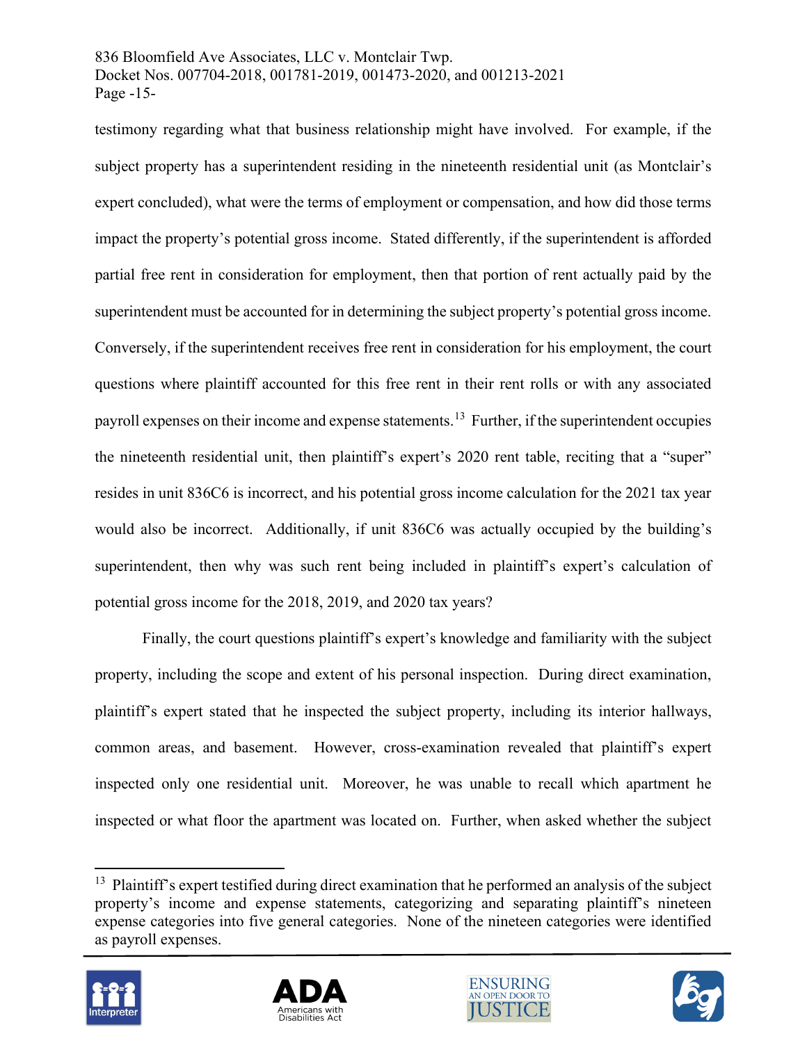testimony regarding what that business relationship might have involved. For example, if the subject property has a superintendent residing in the nineteenth residential unit (as Montclair's expert concluded), what were the terms of employment or compensation, and how did those terms impact the property's potential gross income. Stated differently, if the superintendent is afforded partial free rent in consideration for employment, then that portion of rent actually paid by the superintendent must be accounted for in determining the subject property's potential gross income. Conversely, if the superintendent receives free rent in consideration for his employment, the court questions where plaintiff accounted for this free rent in their rent rolls or with any associated payroll expenses on their income and expense statements.[13] Further, if the superintendent occupies the nineteenth residential unit, then plaintiff's expert's 2020 rent table, reciting that a "super" resides in unit 836C6 is incorrect, and his potential gross income calculation for the 2021 tax year would also be incorrect. Additionally, if unit 836C6 was actually occupied by the building's superintendent, then why was such rent being included in plaintiff's expert's calculation of potential gross income for the 2018, 2019, and 2020 tax years?

Finally, the court questions plaintiff's expert's knowledge and familiarity with the subject property, including the scope and extent of his personal inspection. During direct examination, plaintiff's expert stated that he inspected the subject property, including its interior hallways, common areas, and basement. However, cross-examination revealed that plaintiff's expert inspected only one residential unit. Moreover, he was unable to recall which apartment he inspected or what floor the apartment was located on. Further, when asked whether the subject

---

[13] Plaintiff's expert testified during direct examination that he performed an analysis of the subject property's income and expense statements, categorizing and separating plaintiff's nineteen expense categories into five general categories. None of the nineteen categories were identified as payroll expenses.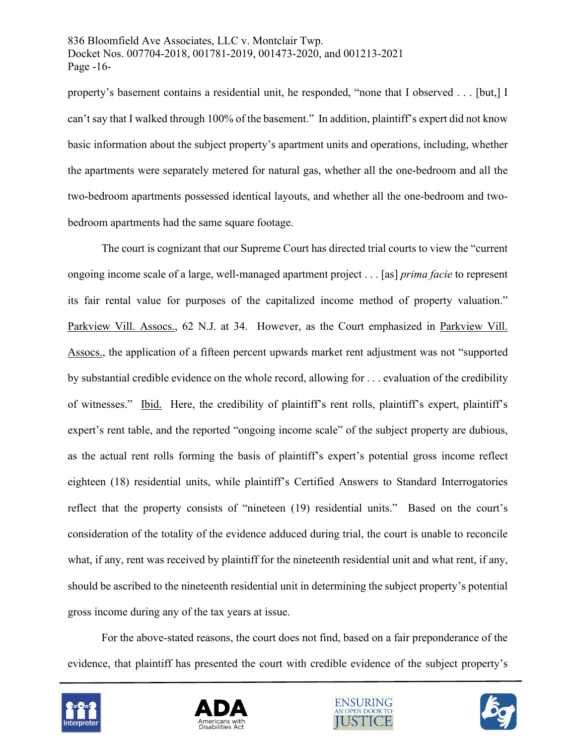property's basement contains a residential unit, he responded, "none that I observed . . . [but,] I can't say that I walked through 100% of the basement." In addition, plaintiff's expert did not know basic information about the subject property's apartment units and operations, including, whether the apartments were separately metered for natural gas, whether all the one-bedroom and all the two-bedroom apartments possessed identical layouts, and whether all the one-bedroom and two-bedroom apartments had the same square footage.

The court is cognizant that our Supreme Court has directed trial courts to view the "current ongoing income scale of a large, well-managed apartment project . . . [as] *prima facie* to represent its fair rental value for purposes of the capitalized income method of property valuation." Parkview Vill. Assocs., 62 N.J. at 34. However, as the Court emphasized in Parkview Vill. Assocs., the application of a fifteen percent upwards market rent adjustment was not "supported by substantial credible evidence on the whole record, allowing for . . . evaluation of the credibility of witnesses." Ibid. Here, the credibility of plaintiff's rent rolls, plaintiff's expert, plaintiff's expert's rent table, and the reported "ongoing income scale" of the subject property are dubious, as the actual rent rolls forming the basis of plaintiff's expert's potential gross income reflect eighteen (18) residential units, while plaintiff's Certified Answers to Standard Interrogatories reflect that the property consists of "nineteen (19) residential units." Based on the court's consideration of the totality of the evidence adduced during trial, the court is unable to reconcile what, if any, rent was received by plaintiff for the nineteenth residential unit and what rent, if any, should be ascribed to the nineteenth residential unit in determining the subject property's potential gross income during any of the tax years at issue.

For the above-stated reasons, the court does not find, based on a fair preponderance of the evidence, that plaintiff has presented the court with credible evidence of the subject property's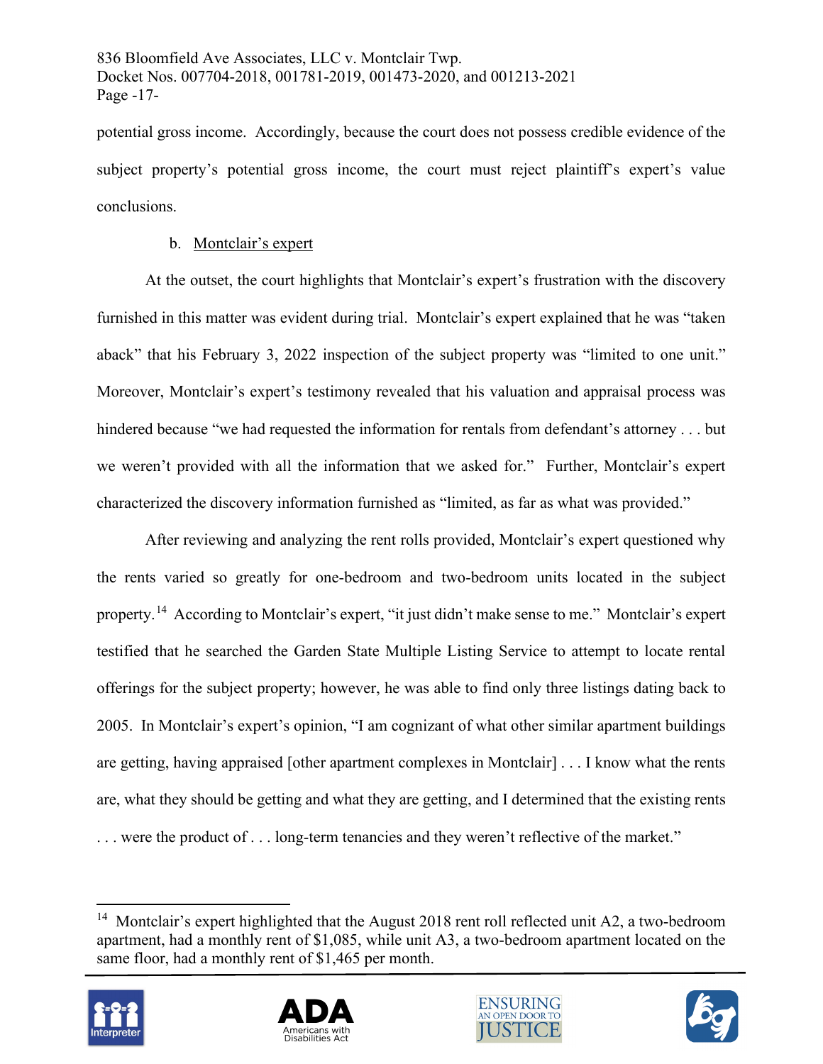potential gross income. Accordingly, because the court does not possess credible evidence of the subject property's potential gross income, the court must reject plaintiff's expert's value conclusions.

b. Montclair's expert

At the outset, the court highlights that Montclair's expert's frustration with the discovery furnished in this matter was evident during trial. Montclair's expert explained that he was "taken aback" that his February 3, 2022 inspection of the subject property was "limited to one unit." Moreover, Montclair's expert's testimony revealed that his valuation and appraisal process was hindered because "we had requested the information for rentals from defendant's attorney . . . but we weren't provided with all the information that we asked for." Further, Montclair's expert characterized the discovery information furnished as "limited, as far as what was provided."

After reviewing and analyzing the rent rolls provided, Montclair's expert questioned why the rents varied so greatly for one-bedroom and two-bedroom units located in the subject property.[14] According to Montclair's expert, "it just didn't make sense to me." Montclair's expert testified that he searched the Garden State Multiple Listing Service to attempt to locate rental offerings for the subject property; however, he was able to find only three listings dating back to 2005. In Montclair's expert's opinion, "I am cognizant of what other similar apartment buildings are getting, having appraised [other apartment complexes in Montclair] . . . I know what the rents are, what they should be getting and what they are getting, and I determined that the existing rents . . . were the product of . . . long-term tenancies and they weren't reflective of the market."

---

[14] Montclair's expert highlighted that the August 2018 rent roll reflected unit A2, a two-bedroom apartment, had a monthly rent of $1,085, while unit A3, a two-bedroom apartment located on the same floor, had a monthly rent of $1,465 per month.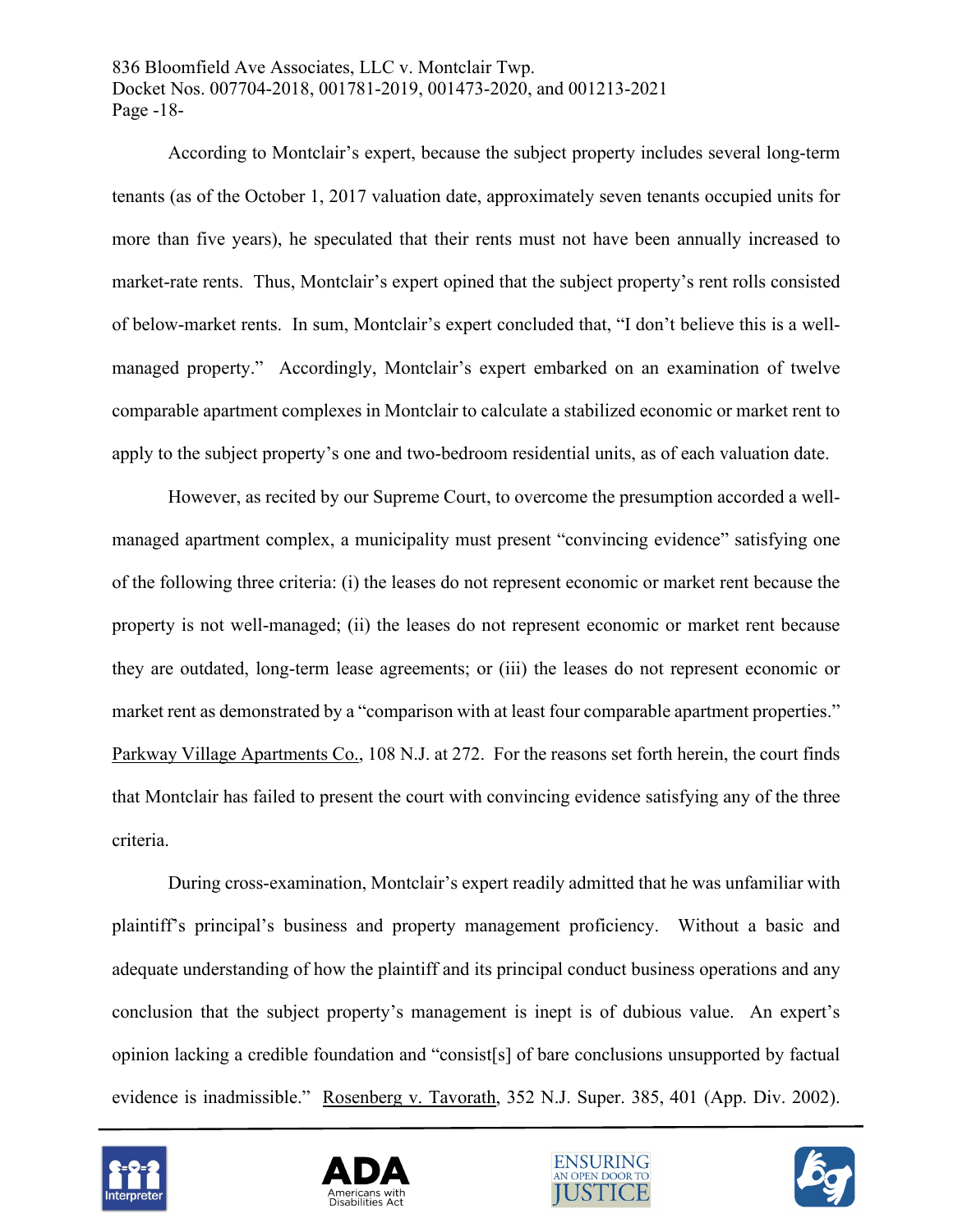According to Montclair's expert, because the subject property includes several long-term tenants (as of the October 1, 2017 valuation date, approximately seven tenants occupied units for more than five years), he speculated that their rents must not have been annually increased to market-rate rents. Thus, Montclair's expert opined that the subject property's rent rolls consisted of below-market rents. In sum, Montclair's expert concluded that, "I don't believe this is a well-managed property." Accordingly, Montclair's expert embarked on an examination of twelve comparable apartment complexes in Montclair to calculate a stabilized economic or market rent to apply to the subject property's one and two-bedroom residential units, as of each valuation date.

However, as recited by our Supreme Court, to overcome the presumption accorded a well-managed apartment complex, a municipality must present "convincing evidence" satisfying one of the following three criteria: (i) the leases do not represent economic or market rent because the property is not well-managed; (ii) the leases do not represent economic or market rent because they are outdated, long-term lease agreements; or (iii) the leases do not represent economic or market rent as demonstrated by a "comparison with at least four comparable apartment properties." Parkway Village Apartments Co., 108 N.J. at 272. For the reasons set forth herein, the court finds that Montclair has failed to present the court with convincing evidence satisfying any of the three criteria.

During cross-examination, Montclair's expert readily admitted that he was unfamiliar with plaintiff's principal's business and property management proficiency. Without a basic and adequate understanding of how the plaintiff and its principal conduct business operations and any conclusion that the subject property's management is inept is of dubious value. An expert's opinion lacking a credible foundation and "consist[s] of bare conclusions unsupported by factual evidence is inadmissible." Rosenberg v. Tavorath, 352 N.J. Super. 385, 401 (App. Div. 2002).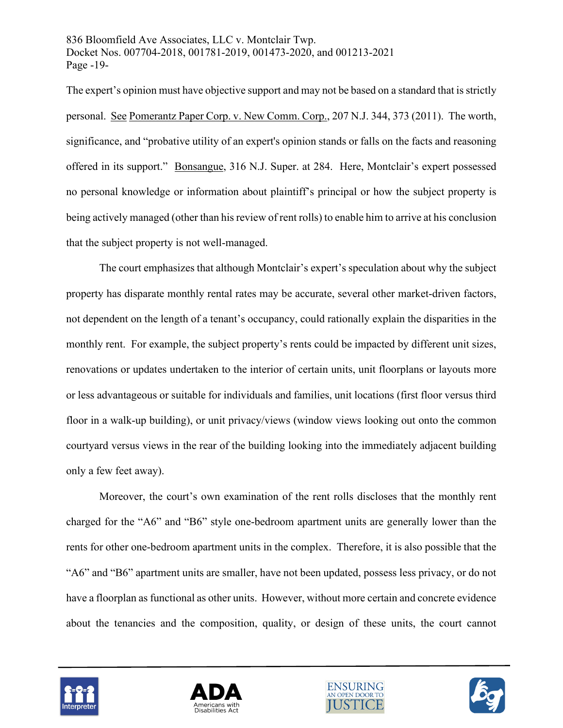The expert's opinion must have objective support and may not be based on a standard that is strictly personal. See Pomerantz Paper Corp. v. New Comm. Corp., 207 N.J. 344, 373 (2011). The worth, significance, and "probative utility of an expert's opinion stands or falls on the facts and reasoning offered in its support." Bonsangue, 316 N.J. Super. at 284. Here, Montclair's expert possessed no personal knowledge or information about plaintiff's principal or how the subject property is being actively managed (other than his review of rent rolls) to enable him to arrive at his conclusion that the subject property is not well-managed.

The court emphasizes that although Montclair's expert's speculation about why the subject property has disparate monthly rental rates may be accurate, several other market-driven factors, not dependent on the length of a tenant's occupancy, could rationally explain the disparities in the monthly rent. For example, the subject property's rents could be impacted by different unit sizes, renovations or updates undertaken to the interior of certain units, unit floorplans or layouts more or less advantageous or suitable for individuals and families, unit locations (first floor versus third floor in a walk-up building), or unit privacy/views (window views looking out onto the common courtyard versus views in the rear of the building looking into the immediately adjacent building only a few feet away).

Moreover, the court's own examination of the rent rolls discloses that the monthly rent charged for the "A6" and "B6" style one-bedroom apartment units are generally lower than the rents for other one-bedroom apartment units in the complex. Therefore, it is also possible that the "A6" and "B6" apartment units are smaller, have not been updated, possess less privacy, or do not have a floorplan as functional as other units. However, without more certain and concrete evidence about the tenancies and the composition, quality, or design of these units, the court cannot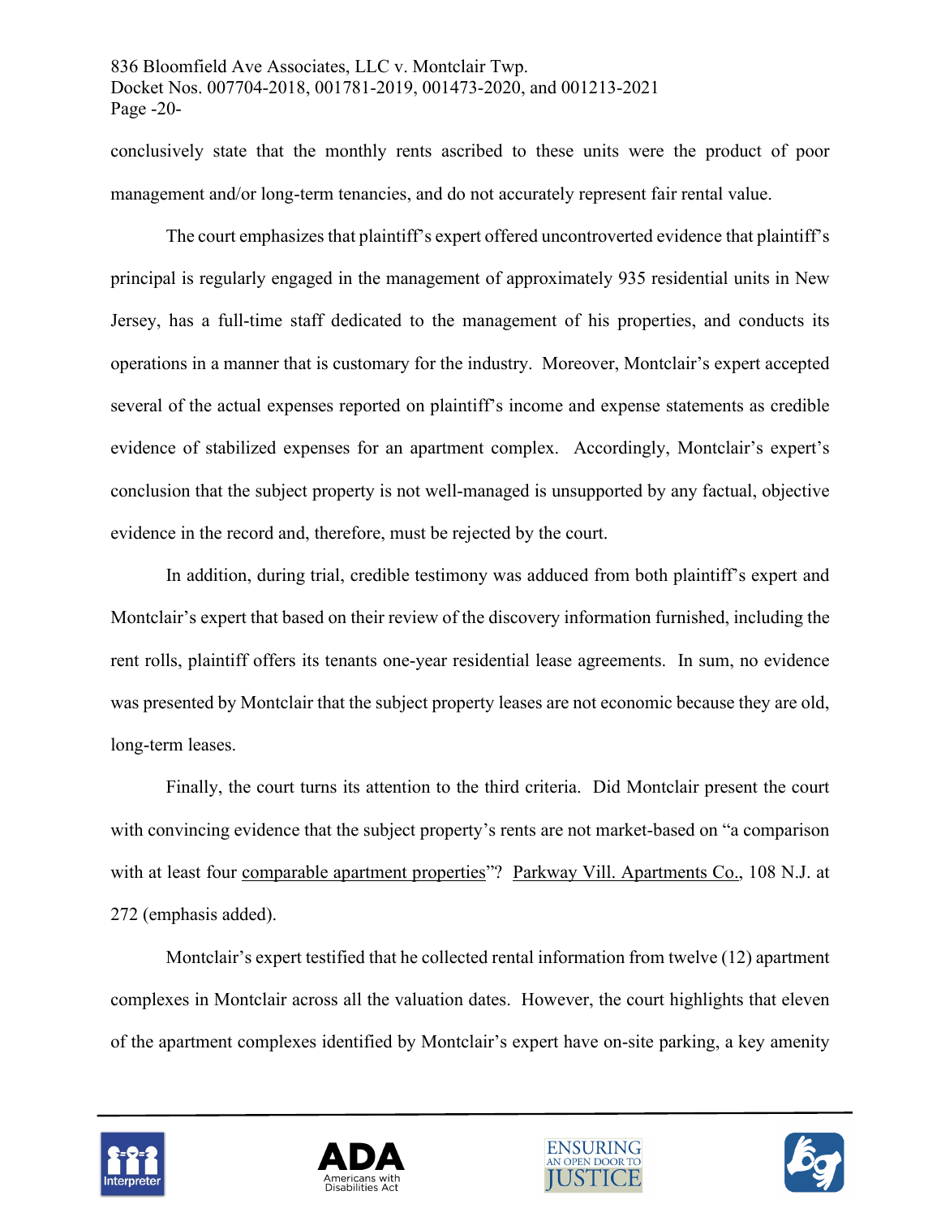conclusively state that the monthly rents ascribed to these units were the product of poor management and/or long-term tenancies, and do not accurately represent fair rental value.

The court emphasizes that plaintiff's expert offered uncontroverted evidence that plaintiff's principal is regularly engaged in the management of approximately 935 residential units in New Jersey, has a full-time staff dedicated to the management of his properties, and conducts its operations in a manner that is customary for the industry. Moreover, Montclair's expert accepted several of the actual expenses reported on plaintiff's income and expense statements as credible evidence of stabilized expenses for an apartment complex. Accordingly, Montclair's expert's conclusion that the subject property is not well-managed is unsupported by any factual, objective evidence in the record and, therefore, must be rejected by the court.

In addition, during trial, credible testimony was adduced from both plaintiff's expert and Montclair's expert that based on their review of the discovery information furnished, including the rent rolls, plaintiff offers its tenants one-year residential lease agreements. In sum, no evidence was presented by Montclair that the subject property leases are not economic because they are old, long-term leases.

Finally, the court turns its attention to the third criteria. Did Montclair present the court with convincing evidence that the subject property's rents are not market-based on "a comparison with at least four <u>comparable apartment properties</u>"? <u>Parkway Vill. Apartments Co.</u>, 108 N.J. at 272 (emphasis added).

Montclair's expert testified that he collected rental information from twelve (12) apartment complexes in Montclair across all the valuation dates. However, the court highlights that eleven of the apartment complexes identified by Montclair's expert have on-site parking, a key amenity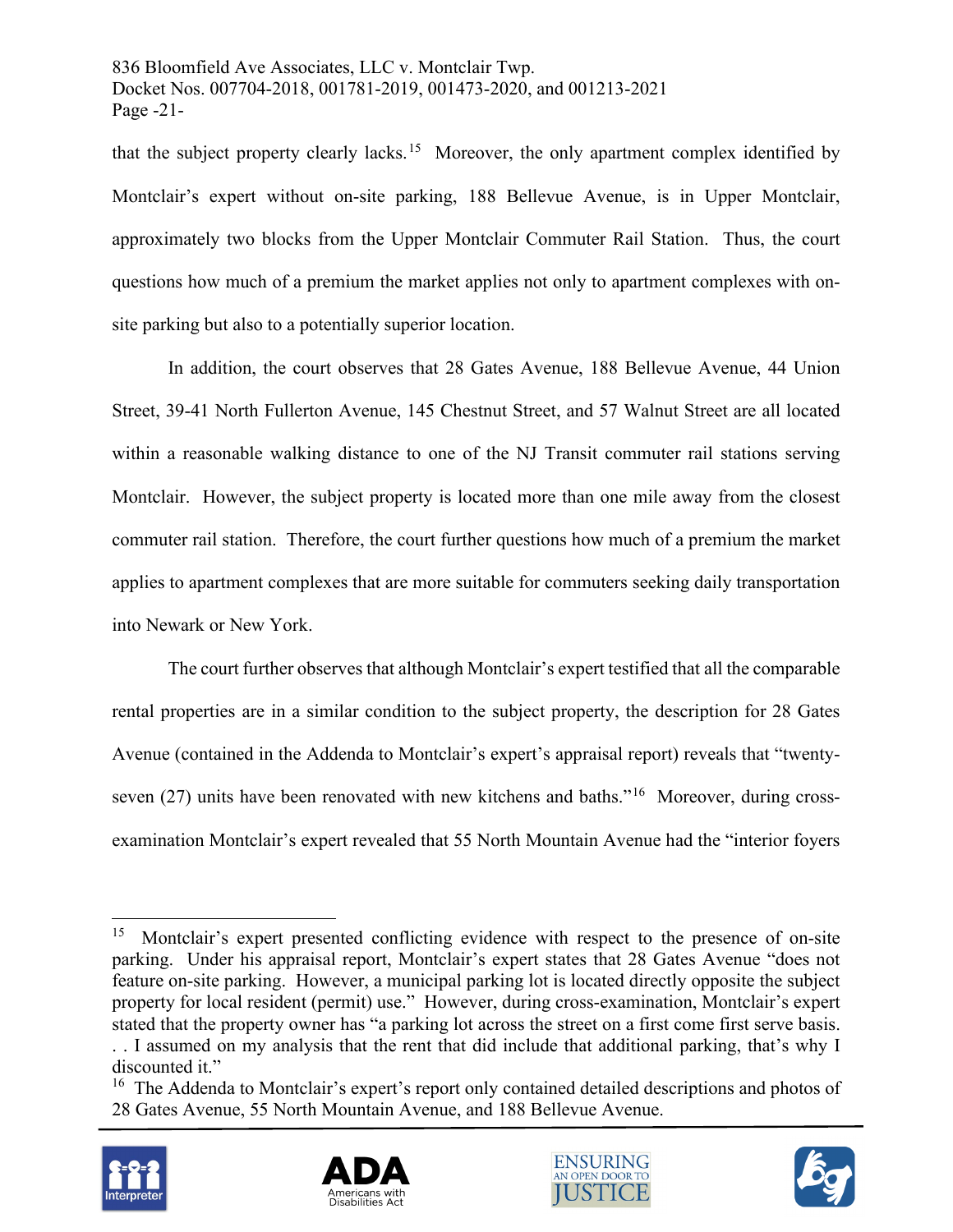that the subject property clearly lacks.[15] Moreover, the only apartment complex identified by Montclair's expert without on-site parking, 188 Bellevue Avenue, is in Upper Montclair, approximately two blocks from the Upper Montclair Commuter Rail Station. Thus, the court questions how much of a premium the market applies not only to apartment complexes with on-site parking but also to a potentially superior location.

In addition, the court observes that 28 Gates Avenue, 188 Bellevue Avenue, 44 Union Street, 39-41 North Fullerton Avenue, 145 Chestnut Street, and 57 Walnut Street are all located within a reasonable walking distance to one of the NJ Transit commuter rail stations serving Montclair. However, the subject property is located more than one mile away from the closest commuter rail station. Therefore, the court further questions how much of a premium the market applies to apartment complexes that are more suitable for commuters seeking daily transportation into Newark or New York.

The court further observes that although Montclair's expert testified that all the comparable rental properties are in a similar condition to the subject property, the description for 28 Gates Avenue (contained in the Addenda to Montclair's expert's appraisal report) reveals that "twenty-seven (27) units have been renovated with new kitchens and baths."[16] Moreover, during cross-examination Montclair's expert revealed that 55 North Mountain Avenue had the "interior foyers

---

[15] Montclair's expert presented conflicting evidence with respect to the presence of on-site parking. Under his appraisal report, Montclair's expert states that 28 Gates Avenue "does not feature on-site parking. However, a municipal parking lot is located directly opposite the subject property for local resident (permit) use." However, during cross-examination, Montclair's expert stated that the property owner has "a parking lot across the street on a first come first serve basis. . . I assumed on my analysis that the rent that did include that additional parking, that's why I discounted it."

[16] The Addenda to Montclair's expert's report only contained detailed descriptions and photos of 28 Gates Avenue, 55 North Mountain Avenue, and 188 Bellevue Avenue.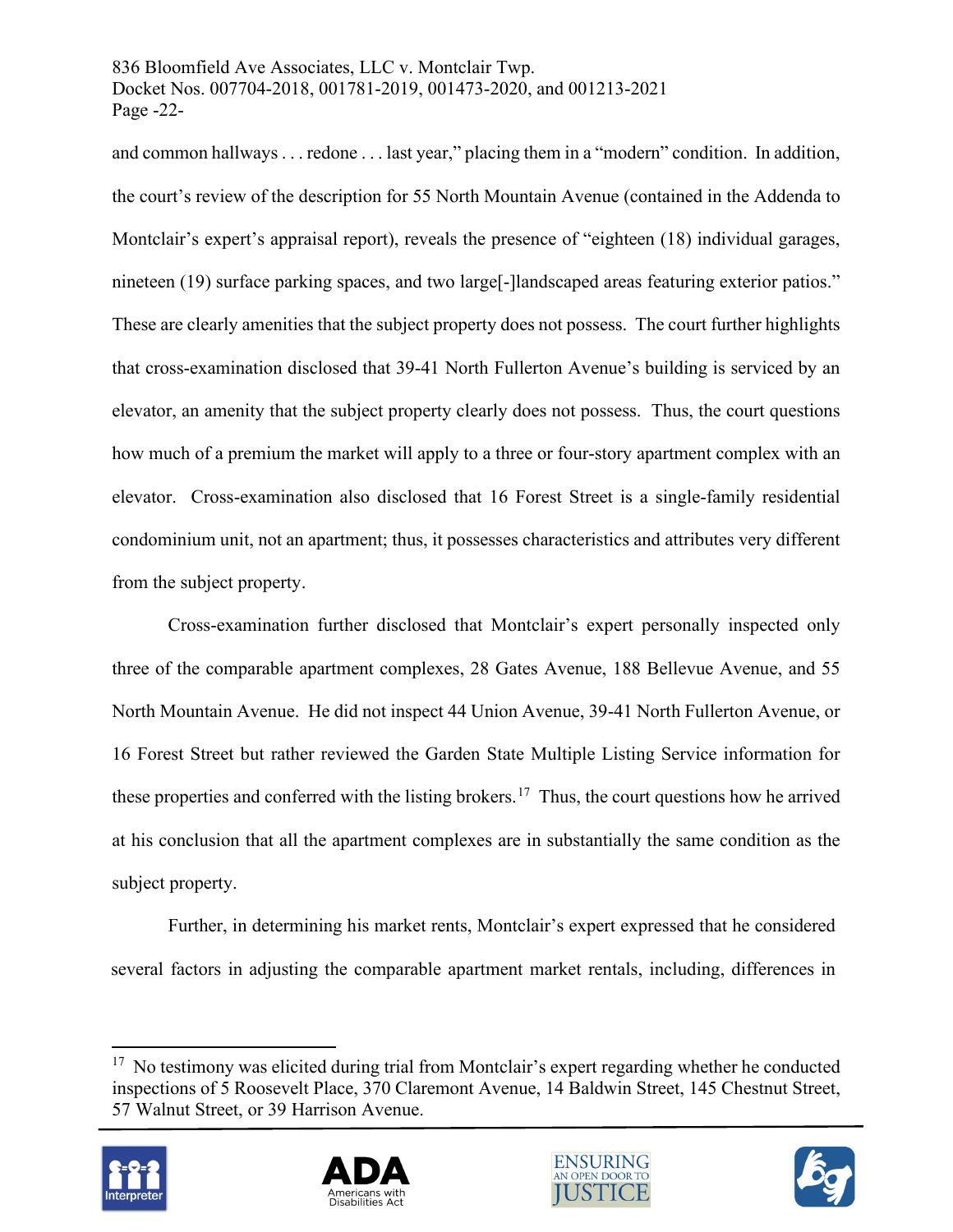and common hallways . . . redone . . . last year," placing them in a "modern" condition. In addition, the court's review of the description for 55 North Mountain Avenue (contained in the Addenda to Montclair's expert's appraisal report), reveals the presence of "eighteen (18) individual garages, nineteen (19) surface parking spaces, and two large[-]landscaped areas featuring exterior patios." These are clearly amenities that the subject property does not possess. The court further highlights that cross-examination disclosed that 39-41 North Fullerton Avenue's building is serviced by an elevator, an amenity that the subject property clearly does not possess. Thus, the court questions how much of a premium the market will apply to a three or four-story apartment complex with an elevator. Cross-examination also disclosed that 16 Forest Street is a single-family residential condominium unit, not an apartment; thus, it possesses characteristics and attributes very different from the subject property.

Cross-examination further disclosed that Montclair's expert personally inspected only three of the comparable apartment complexes, 28 Gates Avenue, 188 Bellevue Avenue, and 55 North Mountain Avenue. He did not inspect 44 Union Avenue, 39-41 North Fullerton Avenue, or 16 Forest Street but rather reviewed the Garden State Multiple Listing Service information for these properties and conferred with the listing brokers.[17] Thus, the court questions how he arrived at his conclusion that all the apartment complexes are in substantially the same condition as the subject property.

Further, in determining his market rents, Montclair's expert expressed that he considered several factors in adjusting the comparable apartment market rentals, including, differences in

---

[17] No testimony was elicited during trial from Montclair's expert regarding whether he conducted inspections of 5 Roosevelt Place, 370 Claremont Avenue, 14 Baldwin Street, 145 Chestnut Street, 57 Walnut Street, or 39 Harrison Avenue.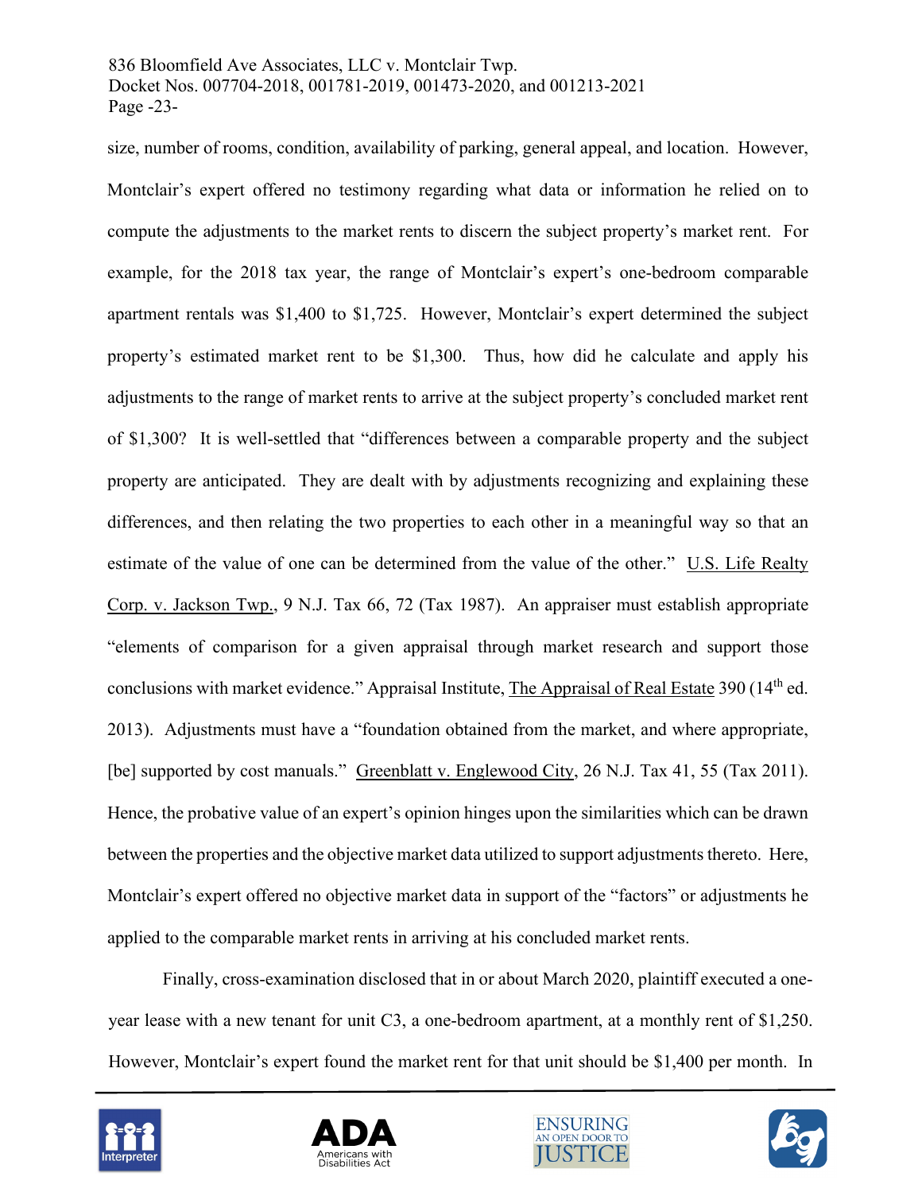size, number of rooms, condition, availability of parking, general appeal, and location. However, Montclair's expert offered no testimony regarding what data or information he relied on to compute the adjustments to the market rents to discern the subject property's market rent. For example, for the 2018 tax year, the range of Montclair's expert's one-bedroom comparable apartment rentals was $1,400 to $1,725. However, Montclair's expert determined the subject property's estimated market rent to be $1,300. Thus, how did he calculate and apply his adjustments to the range of market rents to arrive at the subject property's concluded market rent of $1,300? It is well-settled that "differences between a comparable property and the subject property are anticipated. They are dealt with by adjustments recognizing and explaining these differences, and then relating the two properties to each other in a meaningful way so that an estimate of the value of one can be determined from the value of the other." U.S. Life Realty Corp. v. Jackson Twp., 9 N.J. Tax 66, 72 (Tax 1987). An appraiser must establish appropriate "elements of comparison for a given appraisal through market research and support those conclusions with market evidence." Appraisal Institute, The Appraisal of Real Estate 390 (14th ed. 2013). Adjustments must have a "foundation obtained from the market, and where appropriate, [be] supported by cost manuals." Greenblatt v. Englewood City, 26 N.J. Tax 41, 55 (Tax 2011). Hence, the probative value of an expert's opinion hinges upon the similarities which can be drawn between the properties and the objective market data utilized to support adjustments thereto. Here, Montclair's expert offered no objective market data in support of the "factors" or adjustments he applied to the comparable market rents in arriving at his concluded market rents.

Finally, cross-examination disclosed that in or about March 2020, plaintiff executed a one-year lease with a new tenant for unit C3, a one-bedroom apartment, at a monthly rent of $1,250. However, Montclair's expert found the market rent for that unit should be $1,400 per month. In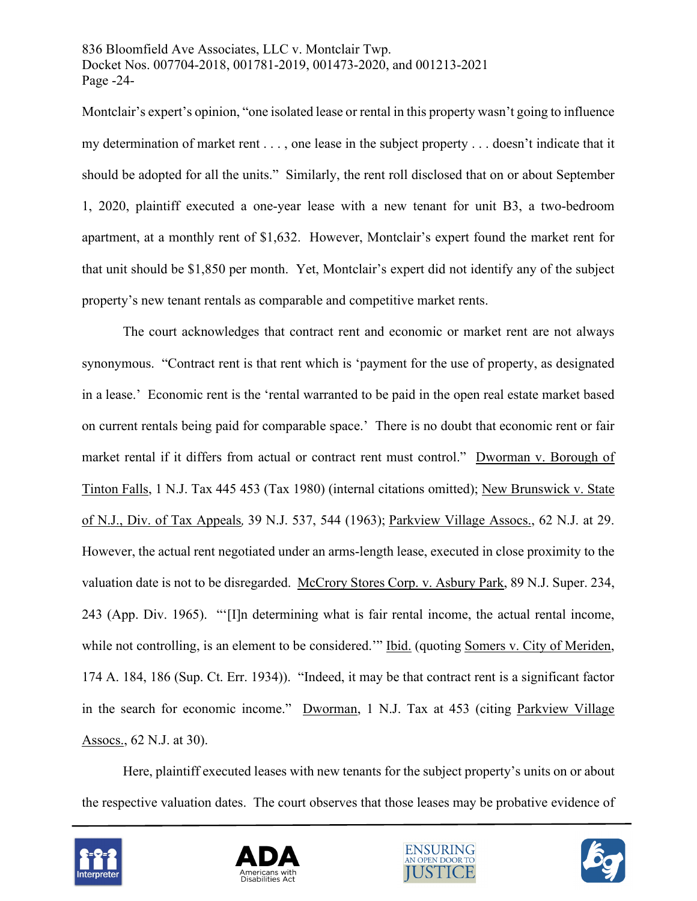Montclair's expert's opinion, "one isolated lease or rental in this property wasn't going to influence my determination of market rent . . . , one lease in the subject property . . . doesn't indicate that it should be adopted for all the units." Similarly, the rent roll disclosed that on or about September 1, 2020, plaintiff executed a one-year lease with a new tenant for unit B3, a two-bedroom apartment, at a monthly rent of $1,632. However, Montclair's expert found the market rent for that unit should be $1,850 per month. Yet, Montclair's expert did not identify any of the subject property's new tenant rentals as comparable and competitive market rents.

The court acknowledges that contract rent and economic or market rent are not always synonymous. "Contract rent is that rent which is 'payment for the use of property, as designated in a lease.' Economic rent is the 'rental warranted to be paid in the open real estate market based on current rentals being paid for comparable space.' There is no doubt that economic rent or fair market rental if it differs from actual or contract rent must control." Dworman v. Borough of Tinton Falls, 1 N.J. Tax 445 453 (Tax 1980) (internal citations omitted); New Brunswick v. State of N.J., Div. of Tax Appeals, 39 N.J. 537, 544 (1963); Parkview Village Assocs., 62 N.J. at 29. However, the actual rent negotiated under an arms-length lease, executed in close proximity to the valuation date is not to be disregarded. McCrory Stores Corp. v. Asbury Park, 89 N.J. Super. 234, 243 (App. Div. 1965). "'[I]n determining what is fair rental income, the actual rental income, while not controlling, is an element to be considered.'" Ibid. (quoting Somers v. City of Meriden, 174 A. 184, 186 (Sup. Ct. Err. 1934)). "Indeed, it may be that contract rent is a significant factor in the search for economic income." Dworman, 1 N.J. Tax at 453 (citing Parkview Village Assocs., 62 N.J. at 30).

Here, plaintiff executed leases with new tenants for the subject property's units on or about the respective valuation dates. The court observes that those leases may be probative evidence of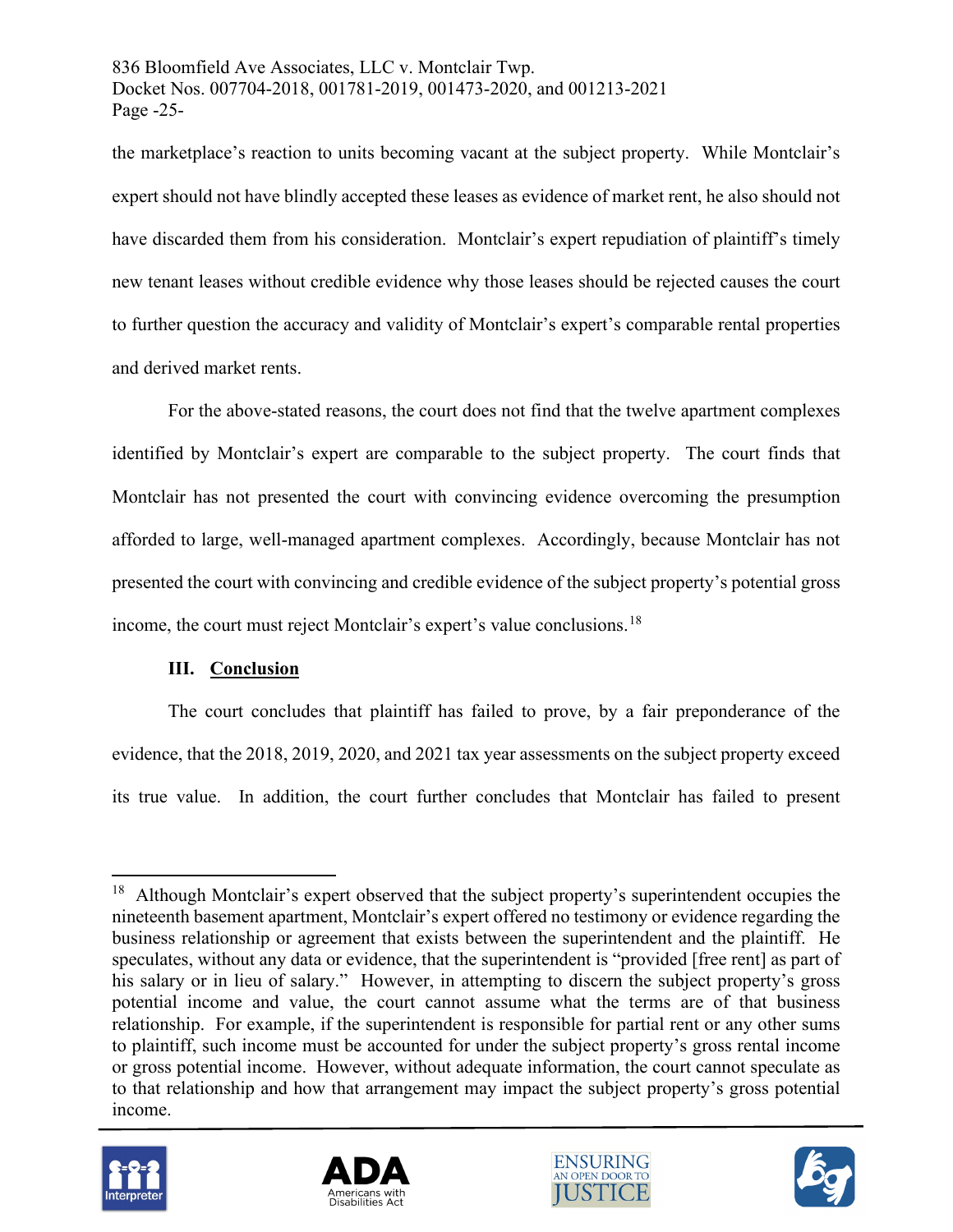the marketplace's reaction to units becoming vacant at the subject property. While Montclair's expert should not have blindly accepted these leases as evidence of market rent, he also should not have discarded them from his consideration. Montclair's expert repudiation of plaintiff's timely new tenant leases without credible evidence why those leases should be rejected causes the court to further question the accuracy and validity of Montclair's expert's comparable rental properties and derived market rents.

For the above-stated reasons, the court does not find that the twelve apartment complexes identified by Montclair's expert are comparable to the subject property. The court finds that Montclair has not presented the court with convincing evidence overcoming the presumption afforded to large, well-managed apartment complexes. Accordingly, because Montclair has not presented the court with convincing and credible evidence of the subject property's potential gross income, the court must reject Montclair's expert's value conclusions.[18]

### III. Conclusion

The court concludes that plaintiff has failed to prove, by a fair preponderance of the evidence, that the 2018, 2019, 2020, and 2021 tax year assessments on the subject property exceed its true value. In addition, the court further concludes that Montclair has failed to present

---

[18] Although Montclair's expert observed that the subject property's superintendent occupies the nineteenth basement apartment, Montclair's expert offered no testimony or evidence regarding the business relationship or agreement that exists between the superintendent and the plaintiff. He speculates, without any data or evidence, that the superintendent is "provided [free rent] as part of his salary or in lieu of salary." However, in attempting to discern the subject property's gross potential income and value, the court cannot assume what the terms are of that business relationship. For example, if the superintendent is responsible for partial rent or any other sums to plaintiff, such income must be accounted for under the subject property's gross rental income or gross potential income. However, without adequate information, the court cannot speculate as to that relationship and how that arrangement may impact the subject property's gross potential income.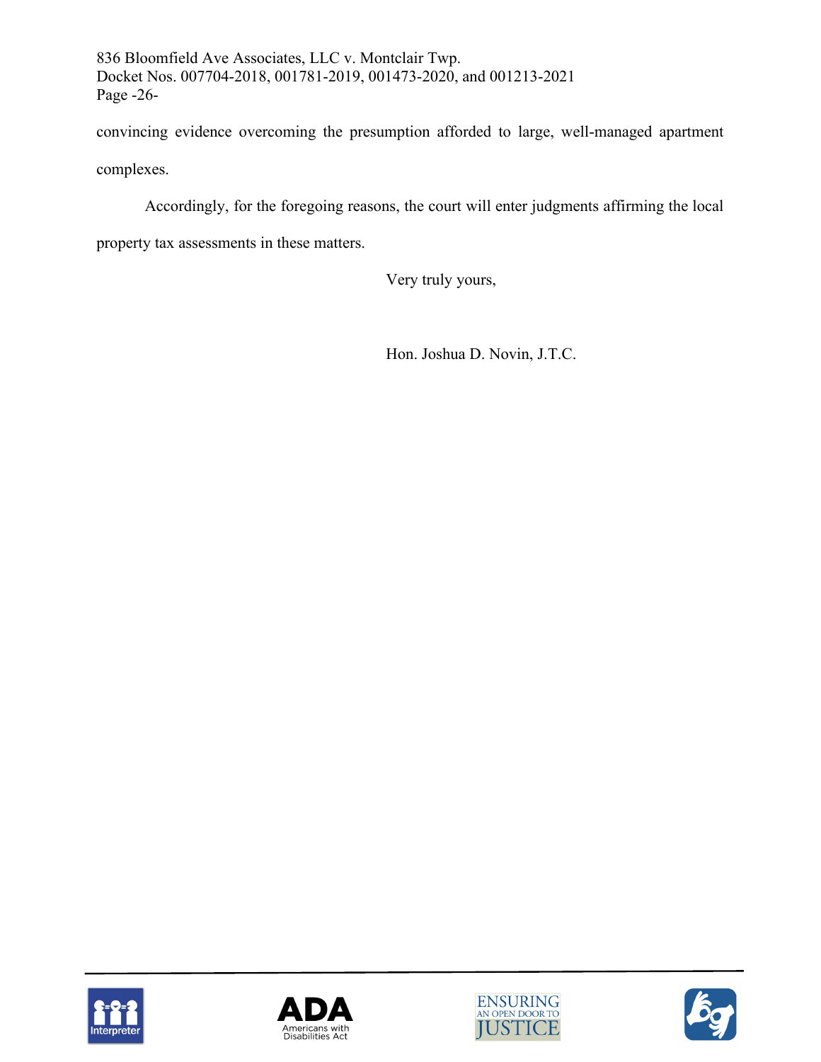convincing evidence overcoming the presumption afforded to large, well-managed apartment complexes.

Accordingly, for the foregoing reasons, the court will enter judgments affirming the local property tax assessments in these matters.

Very truly yours,

Hon. Joshua D. Novin, J.T.C.